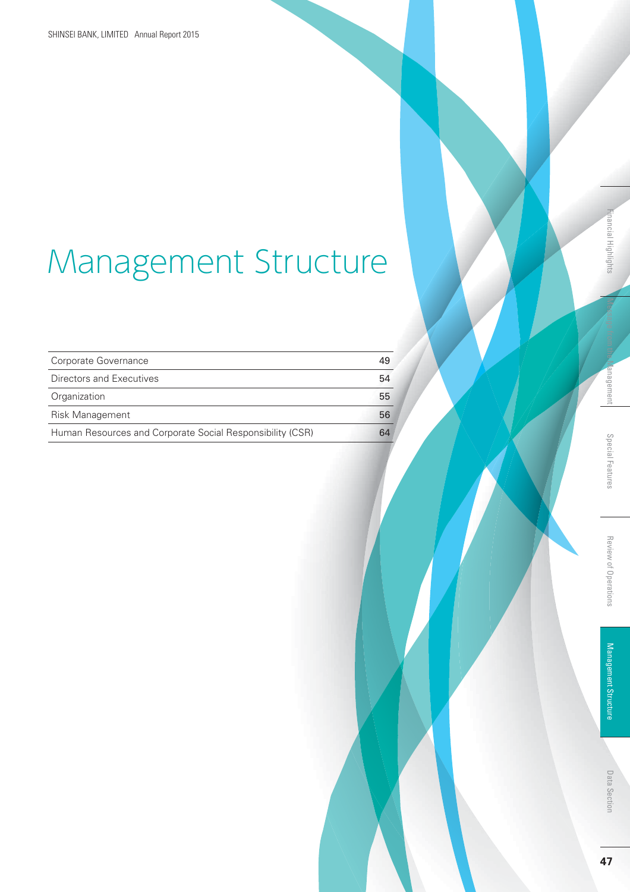# Management Structure

| | |
|---|---|
| Corporate Governance | 49 |
| Directors and Executives | 54 |
| Organization | 55 |
| Risk Management | 56 |
| Human Resources and Corporate Social Responsibility (CSR) | 64 |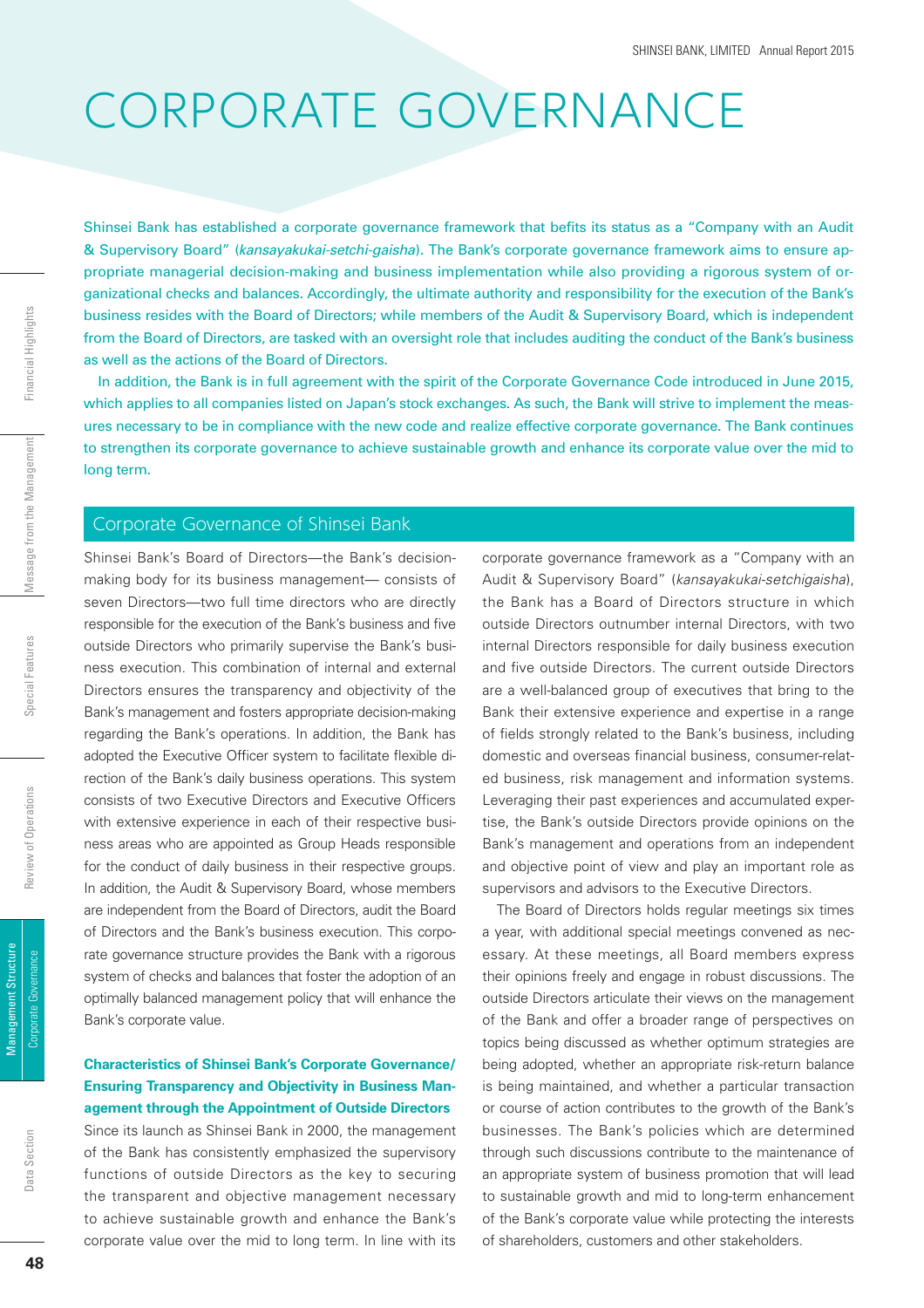# CORPORATE GOVERNANCE

Shinsei Bank has established a corporate governance framework that befits its status as a "Company with an Audit & Supervisory Board" (*kansayakukai-setchi-gaisha*). The Bank's corporate governance framework aims to ensure appropriate managerial decision-making and business implementation while also providing a rigorous system of organizational checks and balances. Accordingly, the ultimate authority and responsibility for the execution of the Bank's business resides with the Board of Directors; while members of the Audit & Supervisory Board, which is independent from the Board of Directors, are tasked with an oversight role that includes auditing the conduct of the Bank's business as well as the actions of the Board of Directors.

In addition, the Bank is in full agreement with the spirit of the Corporate Governance Code introduced in June 2015, which applies to all companies listed on Japan's stock exchanges. As such, the Bank will strive to implement the measures necessary to be in compliance with the new code and realize effective corporate governance. The Bank continues to strengthen its corporate governance to achieve sustainable growth and enhance its corporate value over the mid to long term.

## Corporate Governance of Shinsei Bank

Shinsei Bank's Board of Directors—the Bank's decision-making body for its business management— consists of seven Directors—two full time directors who are directly responsible for the execution of the Bank's business and five outside Directors who primarily supervise the Bank's business execution. This combination of internal and external Directors ensures the transparency and objectivity of the Bank's management and fosters appropriate decision-making regarding the Bank's operations. In addition, the Bank has adopted the Executive Officer system to facilitate flexible direction of the Bank's daily business operations. This system consists of two Executive Directors and Executive Officers with extensive experience in each of their respective business areas who are appointed as Group Heads responsible for the conduct of daily business in their respective groups. In addition, the Audit & Supervisory Board, whose members are independent from the Board of Directors, audit the Board of Directors and the Bank's business execution. This corporate governance structure provides the Bank with a rigorous system of checks and balances that foster the adoption of an optimally balanced management policy that will enhance the Bank's corporate value.

### Characteristics of Shinsei Bank's Corporate Governance/ Ensuring Transparency and Objectivity in Business Management through the Appointment of Outside Directors

Since its launch as Shinsei Bank in 2000, the management of the Bank has consistently emphasized the supervisory functions of outside Directors as the key to securing the transparent and objective management necessary to achieve sustainable growth and enhance the Bank's corporate value over the mid to long term. In line with its corporate governance framework as a "Company with an Audit & Supervisory Board" (*kansayakukai-setchigaisha*), the Bank has a Board of Directors structure in which outside Directors outnumber internal Directors, with two internal Directors responsible for daily business execution and five outside Directors. The current outside Directors are a well-balanced group of executives that bring to the Bank their extensive experience and expertise in a range of fields strongly related to the Bank's business, including domestic and overseas financial business, consumer-related business, risk management and information systems. Leveraging their past experiences and accumulated expertise, the Bank's outside Directors provide opinions on the Bank's management and operations from an independent and objective point of view and play an important role as supervisors and advisors to the Executive Directors.

The Board of Directors holds regular meetings six times a year, with additional special meetings convened as necessary. At these meetings, all Board members express their opinions freely and engage in robust discussions. The outside Directors articulate their views on the management of the Bank and offer a broader range of perspectives on topics being discussed as whether optimum strategies are being adopted, whether an appropriate risk-return balance is being maintained, and whether a particular transaction or course of action contributes to the growth of the Bank's businesses. The Bank's policies which are determined through such discussions contribute to the maintenance of an appropriate system of business promotion that will lead to sustainable growth and mid to long-term enhancement of the Bank's corporate value while protecting the interests of shareholders, customers and other stakeholders.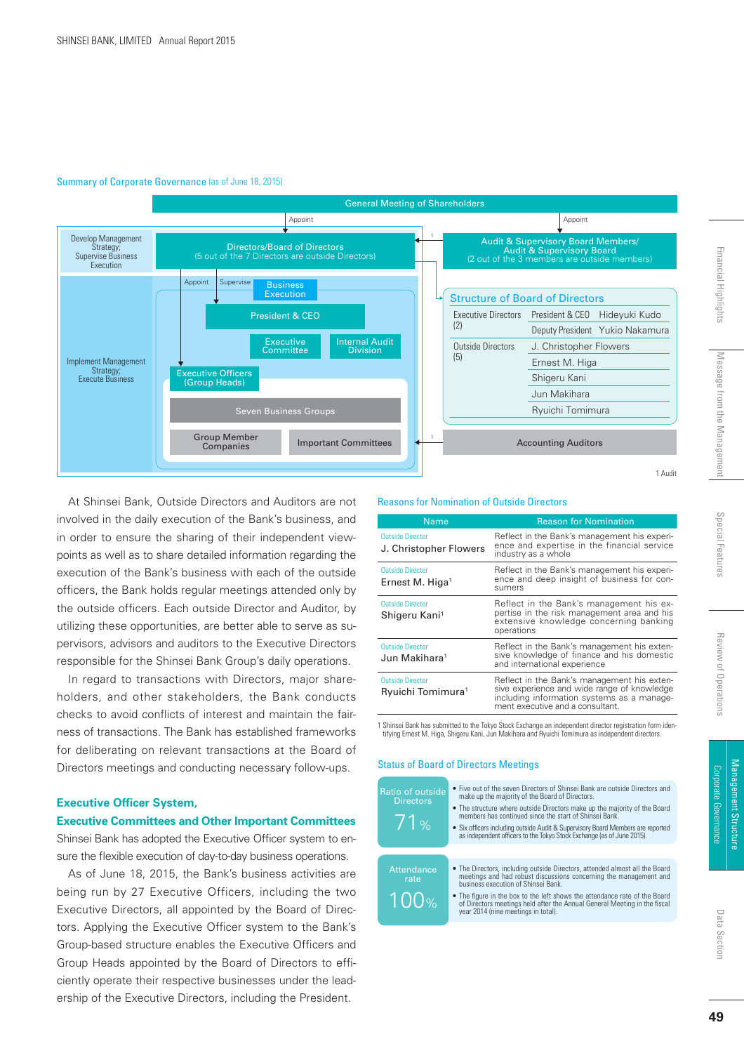## Summary of Corporate Governance (as of June 18, 2015)

General Meeting of Shareholders

Appoint — Directors/Board of Directors (5 out of the 7 Directors are outside Directors)

Appoint — Audit & Supervisory Board Members/ Audit & Supervisory Board (2 out of the 3 members are outside members)

Develop Management Strategy; Supervise Business Execution

Implement Management Strategy; Execute Business

Appoint / Supervise — Business Execution

President & CEO

Executive Committee

Internal Audit Division

Executive Officers (Group Heads)

Seven Business Groups

Group Member Companies

Important Committees

Accounting Auditors

1 Audit

### Structure of Board of Directors

| | | |
|---|---|---|
| Executive Directors (2) | President & CEO | Hideyuki Kudo |
| | Deputy President | Yukio Nakamura |
| Outside Directors (5) | | J. Christopher Flowers |
| | | Ernest M. Higa |
| | | Shigeru Kani |
| | | Jun Makihara |
| | | Ryuichi Tomimura |

At Shinsei Bank, Outside Directors and Auditors are not involved in the daily execution of the Bank's business, and in order to ensure the sharing of their independent viewpoints as well as to share detailed information regarding the execution of the Bank's business with each of the outside officers, the Bank holds regular meetings attended only by the outside officers. Each outside Director and Auditor, by utilizing these opportunities, are better able to serve as supervisors, advisors and auditors to the Executive Directors responsible for the Shinsei Bank Group's daily operations.

In regard to transactions with Directors, major shareholders, and other stakeholders, the Bank conducts checks to avoid conflicts of interest and maintain the fairness of transactions. The Bank has established frameworks for deliberating on relevant transactions at the Board of Directors meetings and conducting necessary follow-ups.

### Executive Officer System, Executive Committees and Other Important Committees

Shinsei Bank has adopted the Executive Officer system to ensure the flexible execution of day-to-day business operations.

As of June 18, 2015, the Bank's business activities are being run by 27 Executive Officers, including the two Executive Directors, all appointed by the Board of Directors. Applying the Executive Officer system to the Bank's Group-based structure enables the Executive Officers and Group Heads appointed by the Board of Directors to efficiently operate their respective businesses under the leadership of the Executive Directors, including the President.

### Reasons for Nomination of Outside Directors

| Name | Reason for Nomination |
|---|---|
| Outside Director<br>J. Christopher Flowers | Reflect in the Bank's management his experience and expertise in the financial service industry as a whole |
| Outside Director<br>Ernest M. Higa[1] | Reflect in the Bank's management his experience and deep insight of business for consumers |
| Outside Director<br>Shigeru Kani[1] | Reflect in the Bank's management his expertise in the risk management area and his extensive knowledge concerning banking operations |
| Outside Director<br>Jun Makihara[1] | Reflect in the Bank's management his extensive knowledge of finance and his domestic and international experience |
| Outside Director<br>Ryuichi Tomimura[1] | Reflect in the Bank's management his extensive experience and wide range of knowledge including information systems as a management executive and a consultant. |

1 Shinsei Bank has submitted to the Tokyo Stock Exchange an independent director registration form identifying Ernest M. Higa, Shigeru Kani, Jun Makihara and Ryuichi Tomimura as independent directors.

### Status of Board of Directors Meetings

**Ratio of outside Directors: 71%**

- Five out of the seven Directors of Shinsei Bank are outside Directors and make up the majority of the Board of Directors.
- The structure where outside Directors make up the majority of the Board members has continued since the start of Shinsei Bank.
- Six officers including outside Audit & Supervisory Board Members are reported as independent officers to the Tokyo Stock Exchange (as of June 2015).

**Attendance rate: 100%**

- The Directors, including outside Directors, attended almost all the Board meetings and had robust discussions concerning the management and business execution of Shinsei Bank.
- The figure in the box to the left shows the attendance rate of the Board of Directors meetings held after the Annual General Meeting in the fiscal year 2014 (nine meetings in total).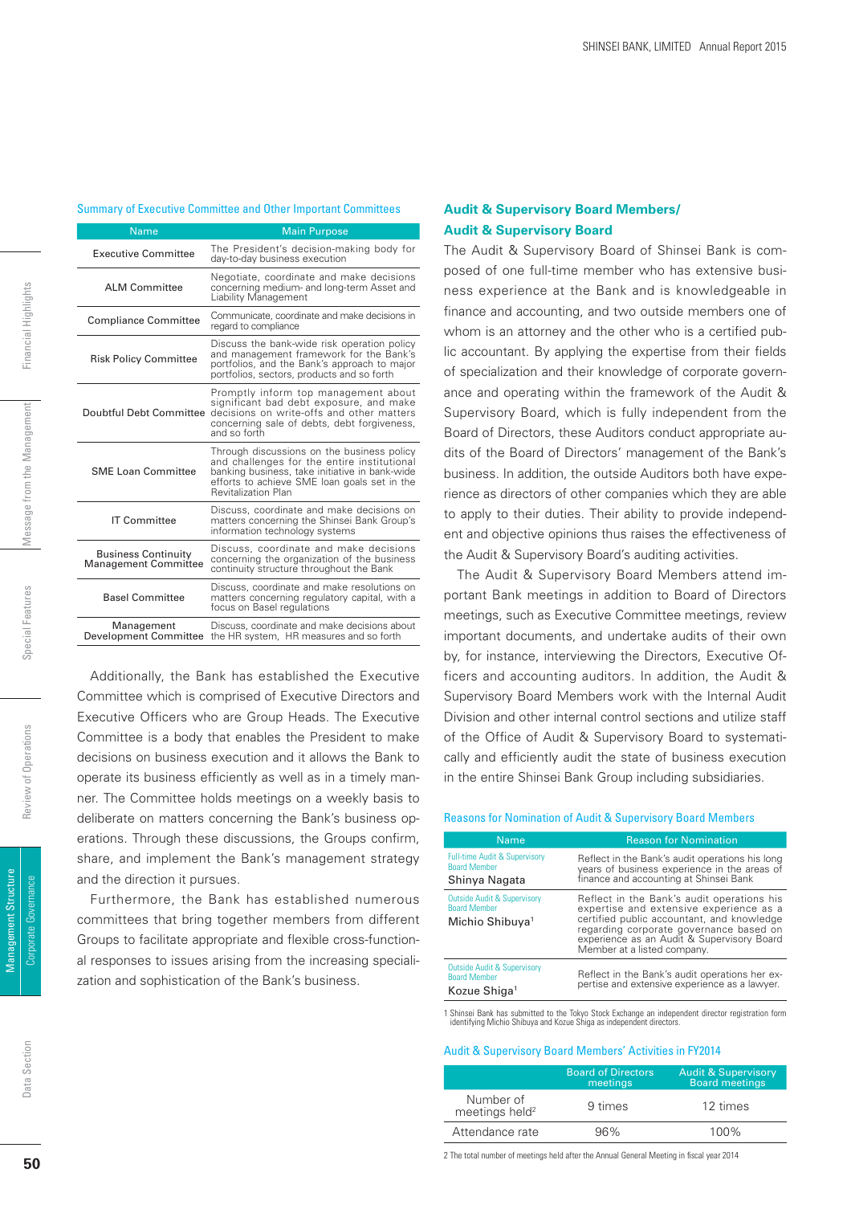### Summary of Executive Committee and Other Important Committees

| Name | Main Purpose |
|---|---|
| Executive Committee | The President's decision-making body for day-to-day business execution |
| ALM Committee | Negotiate, coordinate and make decisions concerning medium- and long-term Asset and Liability Management |
| Compliance Committee | Communicate, coordinate and make decisions in regard to compliance |
| Risk Policy Committee | Discuss the bank-wide risk operation policy and management framework for the Bank's portfolios, and the Bank's approach to major portfolios, sectors, products and so forth |
| Doubtful Debt Committee | Promptly inform top management about significant bad debt exposure, and make decisions on write-offs and other matters concerning sale of debts, debt forgiveness, and so forth |
| SME Loan Committee | Through discussions on the business policy and challenges for the entire institutional banking business, take initiative in bank-wide efforts to achieve SME loan goals set in the Revitalization Plan |
| IT Committee | Discuss, coordinate and make decisions on matters concerning the Shinsei Bank Group's information technology systems |
| Business Continuity Management Committee | Discuss, coordinate and make decisions concerning the organization of the business continuity structure throughout the Bank |
| Basel Committee | Discuss, coordinate and make resolutions on matters concerning regulatory capital, with a focus on Basel regulations |
| Management Development Committee | Discuss, coordinate and make decisions about the HR system, HR measures and so forth |

Additionally, the Bank has established the Executive Committee which is comprised of Executive Directors and Executive Officers who are Group Heads. The Executive Committee is a body that enables the President to make decisions on business execution and it allows the Bank to operate its business efficiently as well as in a timely manner. The Committee holds meetings on a weekly basis to deliberate on matters concerning the Bank's business operations. Through these discussions, the Groups confirm, share, and implement the Bank's management strategy and the direction it pursues.

Furthermore, the Bank has established numerous committees that bring together members from different Groups to facilitate appropriate and flexible cross-functional responses to issues arising from the increasing specialization and sophistication of the Bank's business.

## Audit & Supervisory Board Members/ Audit & Supervisory Board

The Audit & Supervisory Board of Shinsei Bank is composed of one full-time member who has extensive business experience at the Bank and is knowledgeable in finance and accounting, and two outside members one of whom is an attorney and the other who is a certified public accountant. By applying the expertise from their fields of specialization and their knowledge of corporate governance and operating within the framework of the Audit & Supervisory Board, which is fully independent from the Board of Directors, these Auditors conduct appropriate audits of the Board of Directors' management of the Bank's business. In addition, the outside Auditors both have experience as directors of other companies which they are able to apply to their duties. Their ability to provide independent and objective opinions thus raises the effectiveness of the Audit & Supervisory Board's auditing activities.

The Audit & Supervisory Board Members attend important Bank meetings in addition to Board of Directors meetings, such as Executive Committee meetings, review important documents, and undertake audits of their own by, for instance, interviewing the Directors, Executive Officers and accounting auditors. In addition, the Audit & Supervisory Board Members work with the Internal Audit Division and other internal control sections and utilize staff of the Office of Audit & Supervisory Board to systematically and efficiently audit the state of business execution in the entire Shinsei Bank Group including subsidiaries.

### Reasons for Nomination of Audit & Supervisory Board Members

| Name | Reason for Nomination |
|---|---|
| Full-time Audit & Supervisory Board Member<br>Shinya Nagata | Reflect in the Bank's audit operations his long years of business experience in the areas of finance and accounting at Shinsei Bank |
| Outside Audit & Supervisory Board Member<br>Michio Shibuya[1] | Reflect in the Bank's audit operations his expertise and extensive experience as a certified public accountant, and knowledge regarding corporate governance based on experience as an Audit & Supervisory Board Member at a listed company. |
| Outside Audit & Supervisory Board Member<br>Kozue Shiga[1] | Reflect in the Bank's audit operations her expertise and extensive experience as a lawyer. |

1 Shinsei Bank has submitted to the Tokyo Stock Exchange an independent director registration form identifying Michio Shibuya and Kozue Shiga as independent directors.

### Audit & Supervisory Board Members' Activities in FY2014

| | Board of Directors meetings | Audit & Supervisory Board meetings |
|---|---|---|
| Number of meetings held[2] | 9 times | 12 times |
| Attendance rate | 96% | 100% |

2 The total number of meetings held after the Annual General Meeting in fiscal year 2014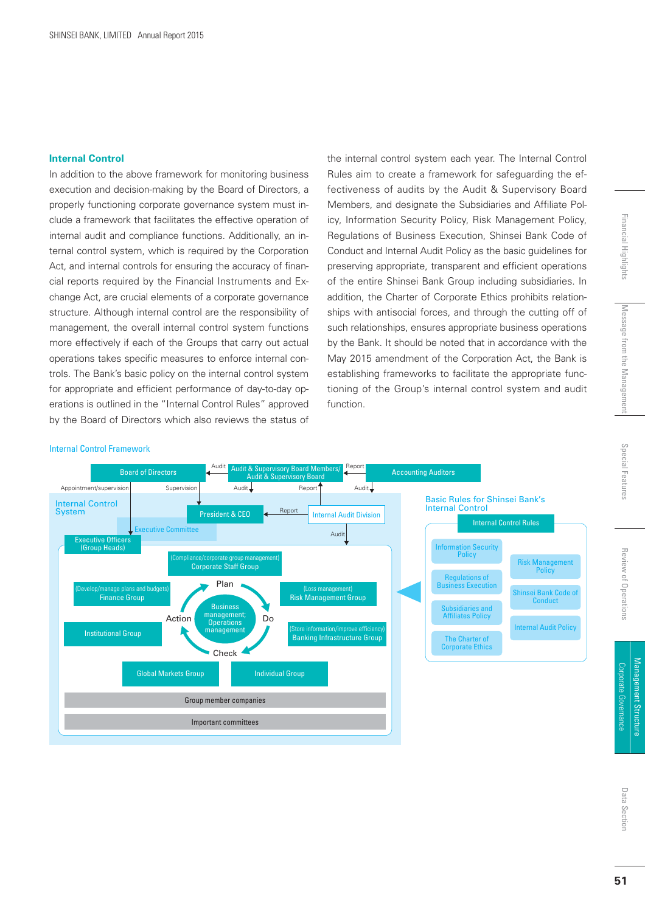### Internal Control

In addition to the above framework for monitoring business execution and decision-making by the Board of Directors, a properly functioning corporate governance system must include a framework that facilitates the effective operation of internal audit and compliance functions. Additionally, an internal control system, which is required by the Corporation Act, and internal controls for ensuring the accuracy of financial reports required by the Financial Instruments and Exchange Act, are crucial elements of a corporate governance structure. Although internal control are the responsibility of management, the overall internal control system functions more effectively if each of the Groups that carry out actual operations takes specific measures to enforce internal controls. The Bank's basic policy on the internal control system for appropriate and efficient performance of day-to-day operations is outlined in the "Internal Control Rules" approved by the Board of Directors which also reviews the status of the internal control system each year. The Internal Control Rules aim to create a framework for safeguarding the effectiveness of audits by the Audit & Supervisory Board Members, and designate the Subsidiaries and Affiliate Policy, Information Security Policy, Risk Management Policy, Regulations of Business Execution, Shinsei Bank Code of Conduct and Internal Audit Policy as the basic guidelines for preserving appropriate, transparent and efficient operations of the entire Shinsei Bank Group including subsidiaries. In addition, the Charter of Corporate Ethics prohibits relationships with antisocial forces, and through the cutting off of such relationships, ensures appropriate business operations by the Bank. It should be noted that in accordance with the May 2015 amendment of the Corporation Act, the Bank is establishing frameworks to facilitate the appropriate functioning of the Group's internal control system and audit function.

Internal Control Framework

- Board of Directors
  - Audit → Audit & Supervisory Board Members/ Audit & Supervisory Board
  - Appointment/supervision → Executive Officers (Group Heads)
  - Supervision → President & CEO
- Audit & Supervisory Board Members/ Audit & Supervisory Board
  - Audit → President & CEO
  - Report ← Internal Audit Division
  - Report ← Accounting Auditors
- Accounting Auditors
  - Audit → Internal Control System
- Internal Audit Division
  - Report → President & CEO
  - Audit → Internal Control System

Internal Control System

- President & CEO
- Executive Committee
- Executive Officers (Group Heads)
- (Compliance/corporate group management) Corporate Staff Group
- (Develop/manage plans and budgets) Finance Group
- (Loss management) Risk Management Group
- Institutional Group
- (Store information/improve efficiency) Banking Infrastructure Group
- Global Markets Group
- Individual Group
- Business management; Operations management: Plan → Do → Check → Action
- Group member companies
- Important committees

Basic Rules for Shinsei Bank's Internal Control

- Internal Control Rules
  - Information Security Policy
  - Regulations of Business Execution
  - Subsidiaries and Affiliates Policy
  - The Charter of Corporate Ethics
  - Risk Management Policy
  - Shinsei Bank Code of Conduct
  - Internal Audit Policy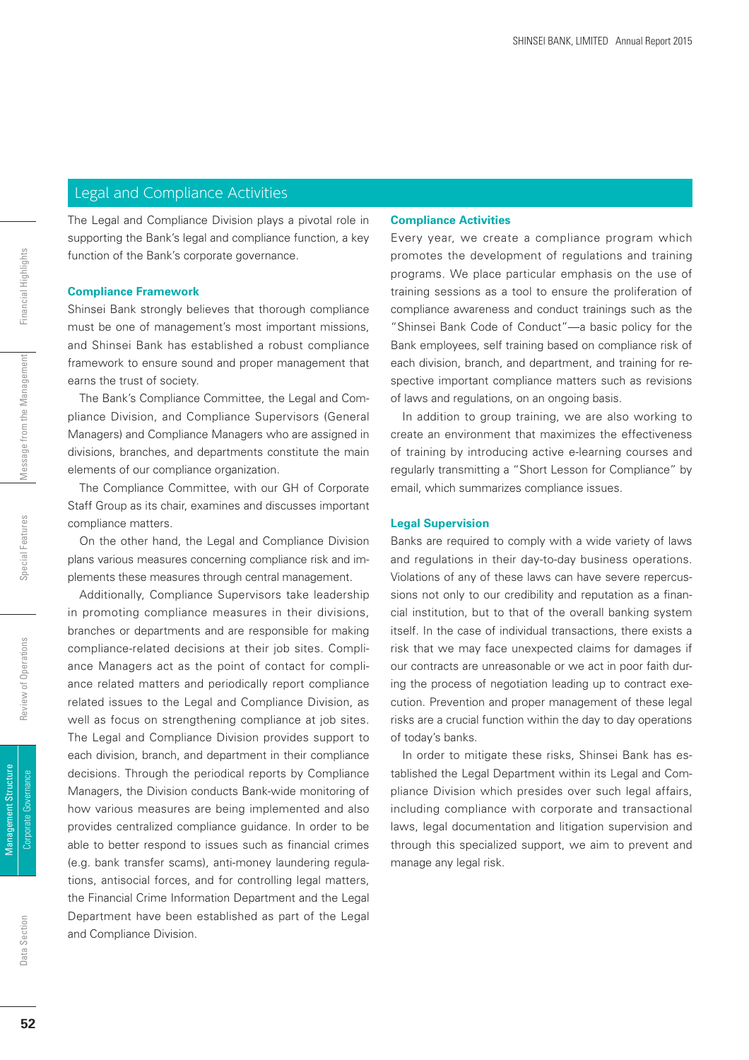## Legal and Compliance Activities

The Legal and Compliance Division plays a pivotal role in supporting the Bank's legal and compliance function, a key function of the Bank's corporate governance.

### Compliance Framework

Shinsei Bank strongly believes that thorough compliance must be one of management's most important missions, and Shinsei Bank has established a robust compliance framework to ensure sound and proper management that earns the trust of society.

The Bank's Compliance Committee, the Legal and Compliance Division, and Compliance Supervisors (General Managers) and Compliance Managers who are assigned in divisions, branches, and departments constitute the main elements of our compliance organization.

The Compliance Committee, with our GH of Corporate Staff Group as its chair, examines and discusses important compliance matters.

On the other hand, the Legal and Compliance Division plans various measures concerning compliance risk and implements these measures through central management.

Additionally, Compliance Supervisors take leadership in promoting compliance measures in their divisions, branches or departments and are responsible for making compliance-related decisions at their job sites. Compliance Managers act as the point of contact for compliance related matters and periodically report compliance related issues to the Legal and Compliance Division, as well as focus on strengthening compliance at job sites. The Legal and Compliance Division provides support to each division, branch, and department in their compliance decisions. Through the periodical reports by Compliance Managers, the Division conducts Bank-wide monitoring of how various measures are being implemented and also provides centralized compliance guidance. In order to be able to better respond to issues such as financial crimes (e.g. bank transfer scams), anti-money laundering regulations, antisocial forces, and for controlling legal matters, the Financial Crime Information Department and the Legal Department have been established as part of the Legal and Compliance Division.

### Compliance Activities

Every year, we create a compliance program which promotes the development of regulations and training programs. We place particular emphasis on the use of training sessions as a tool to ensure the proliferation of compliance awareness and conduct trainings such as the "Shinsei Bank Code of Conduct"—a basic policy for the Bank employees, self training based on compliance risk of each division, branch, and department, and training for respective important compliance matters such as revisions of laws and regulations, on an ongoing basis.

In addition to group training, we are also working to create an environment that maximizes the effectiveness of training by introducing active e-learning courses and regularly transmitting a "Short Lesson for Compliance" by email, which summarizes compliance issues.

### Legal Supervision

Banks are required to comply with a wide variety of laws and regulations in their day-to-day business operations. Violations of any of these laws can have severe repercussions not only to our credibility and reputation as a financial institution, but to that of the overall banking system itself. In the case of individual transactions, there exists a risk that we may face unexpected claims for damages if our contracts are unreasonable or we act in poor faith during the process of negotiation leading up to contract execution. Prevention and proper management of these legal risks are a crucial function within the day to day operations of today's banks.

In order to mitigate these risks, Shinsei Bank has established the Legal Department within its Legal and Compliance Division which presides over such legal affairs, including compliance with corporate and transactional laws, legal documentation and litigation supervision and through this specialized support, we aim to prevent and manage any legal risk.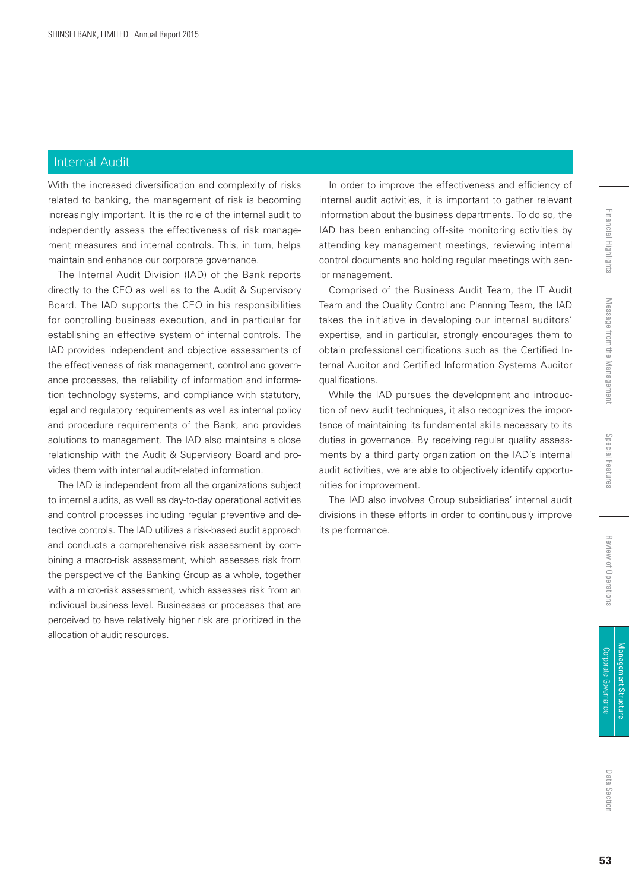## Internal Audit

With the increased diversification and complexity of risks related to banking, the management of risk is becoming increasingly important. It is the role of the internal audit to independently assess the effectiveness of risk management measures and internal controls. This, in turn, helps maintain and enhance our corporate governance.

The Internal Audit Division (IAD) of the Bank reports directly to the CEO as well as to the Audit & Supervisory Board. The IAD supports the CEO in his responsibilities for controlling business execution, and in particular for establishing an effective system of internal controls. The IAD provides independent and objective assessments of the effectiveness of risk management, control and governance processes, the reliability of information and information technology systems, and compliance with statutory, legal and regulatory requirements as well as internal policy and procedure requirements of the Bank, and provides solutions to management. The IAD also maintains a close relationship with the Audit & Supervisory Board and provides them with internal audit-related information.

The IAD is independent from all the organizations subject to internal audits, as well as day-to-day operational activities and control processes including regular preventive and detective controls. The IAD utilizes a risk-based audit approach and conducts a comprehensive risk assessment by combining a macro-risk assessment, which assesses risk from the perspective of the Banking Group as a whole, together with a micro-risk assessment, which assesses risk from an individual business level. Businesses or processes that are perceived to have relatively higher risk are prioritized in the allocation of audit resources.

In order to improve the effectiveness and efficiency of internal audit activities, it is important to gather relevant information about the business departments. To do so, the IAD has been enhancing off-site monitoring activities by attending key management meetings, reviewing internal control documents and holding regular meetings with senior management.

Comprised of the Business Audit Team, the IT Audit Team and the Quality Control and Planning Team, the IAD takes the initiative in developing our internal auditors' expertise, and in particular, strongly encourages them to obtain professional certifications such as the Certified Internal Auditor and Certified Information Systems Auditor qualifications.

While the IAD pursues the development and introduction of new audit techniques, it also recognizes the importance of maintaining its fundamental skills necessary to its duties in governance. By receiving regular quality assessments by a third party organization on the IAD's internal audit activities, we are able to objectively identify opportunities for improvement.

The IAD also involves Group subsidiaries' internal audit divisions in these efforts in order to continuously improve its performance.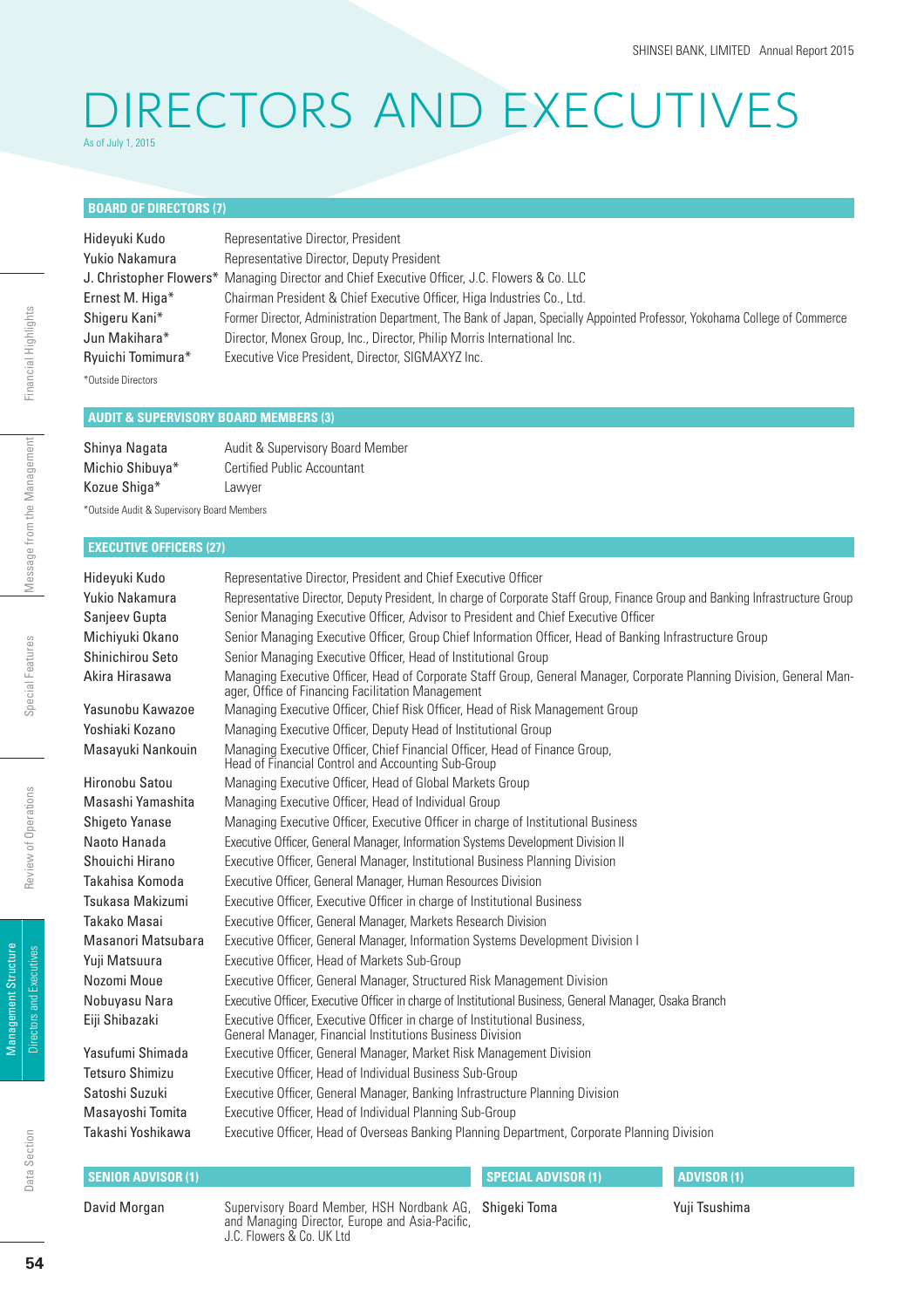# DIRECTORS AND EXECUTIVES

As of July 1, 2015

## BOARD OF DIRECTORS (7)

| | |
|---|---|
| Hideyuki Kudo | Representative Director, President |
| Yukio Nakamura | Representative Director, Deputy President |
| J. Christopher Flowers* | Managing Director and Chief Executive Officer, J.C. Flowers & Co. LLC |
| Ernest M. Higa* | Chairman President & Chief Executive Officer, Higa Industries Co., Ltd. |
| Shigeru Kani* | Former Director, Administration Department, The Bank of Japan, Specially Appointed Professor, Yokohama College of Commerce |
| Jun Makihara* | Director, Monex Group, Inc., Director, Philip Morris International Inc. |
| Ryuichi Tomimura* | Executive Vice President, Director, SIGMAXYZ Inc. |

*Outside Directors

## AUDIT & SUPERVISORY BOARD MEMBERS (3)

| | |
|---|---|
| Shinya Nagata | Audit & Supervisory Board Member |
| Michio Shibuya* | Certified Public Accountant |
| Kozue Shiga* | Lawyer |

*Outside Audit & Supervisory Board Members

## EXECUTIVE OFFICERS (27)

| | |
|---|---|
| Hideyuki Kudo | Representative Director, President and Chief Executive Officer |
| Yukio Nakamura | Representative Director, Deputy President, In charge of Corporate Staff Group, Finance Group and Banking Infrastructure Group |
| Sanjeev Gupta | Senior Managing Executive Officer, Advisor to President and Chief Executive Officer |
| Michiyuki Okano | Senior Managing Executive Officer, Group Chief Information Officer, Head of Banking Infrastructure Group |
| Shinichirou Seto | Senior Managing Executive Officer, Head of Institutional Group |
| Akira Hirasawa | Managing Executive Officer, Head of Corporate Staff Group, General Manager, Corporate Planning Division, General Manager, Office of Financing Facilitation Management |
| Yasunobu Kawazoe | Managing Executive Officer, Chief Risk Officer, Head of Risk Management Group |
| Yoshiaki Kozano | Managing Executive Officer, Deputy Head of Institutional Group |
| Masayuki Nankouin | Managing Executive Officer, Chief Financial Officer, Head of Finance Group, Head of Financial Control and Accounting Sub-Group |
| Hironobu Satou | Managing Executive Officer, Head of Global Markets Group |
| Masashi Yamashita | Managing Executive Officer, Head of Individual Group |
| Shigeto Yanase | Managing Executive Officer, Executive Officer in charge of Institutional Business |
| Naoto Hanada | Executive Officer, General Manager, Information Systems Development Division II |
| Shouichi Hirano | Executive Officer, General Manager, Institutional Business Planning Division |
| Takahisa Komoda | Executive Officer, General Manager, Human Resources Division |
| Tsukasa Makizumi | Executive Officer, Executive Officer in charge of Institutional Business |
| Takako Masai | Executive Officer, General Manager, Markets Research Division |
| Masanori Matsubara | Executive Officer, General Manager, Information Systems Development Division I |
| Yuji Matsuura | Executive Officer, Head of Markets Sub-Group |
| Nozomi Moue | Executive Officer, General Manager, Structured Risk Management Division |
| Nobuyasu Nara | Executive Officer, Executive Officer in charge of Institutional Business, General Manager, Osaka Branch |
| Eiji Shibazaki | Executive Officer, Executive Officer in charge of Institutional Business, General Manager, Financial Institutions Business Division |
| Yasufumi Shimada | Executive Officer, General Manager, Market Risk Management Division |
| Tetsuro Shimizu | Executive Officer, Head of Individual Business Sub-Group |
| Satoshi Suzuki | Executive Officer, General Manager, Banking Infrastructure Planning Division |
| Masayoshi Tomita | Executive Officer, Head of Individual Planning Sub-Group |
| Takashi Yoshikawa | Executive Officer, Head of Overseas Banking Planning Department, Corporate Planning Division |

## SENIOR ADVISOR (1)

| | |
|---|---|
| David Morgan | Supervisory Board Member, HSH Nordbank AG, and Managing Director, Europe and Asia-Pacific, J.C. Flowers & Co. UK Ltd |

## SPECIAL ADVISOR (1)

Shigeki Toma

## ADVISOR (1)

Yuji Tsushima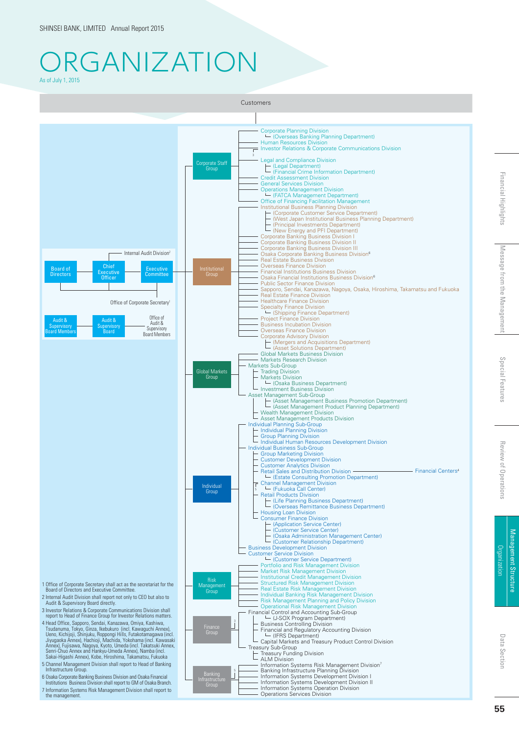# ORGANIZATION

As of July 1, 2015

**Customers**

**Board of Directors** — **Chief Executive Officer** — **Executive Committee**

- Internal Audit Division[2]
- Office of Corporate Secretary[1]

**Audit & Supervisory Board Members** — **Audit & Supervisory Board** — Office of Audit & Supervisory Board Members

## Corporate Staff Group

- Corporate Planning Division
  - (Overseas Banking Planning Department)
- Human Resources Division
- Investor Relations & Corporate Communications Division[3]
- Legal and Compliance Division
  - (Legal Department)
  - (Financial Crime Information Department)
- Credit Assessment Division
- General Services Division
- Operations Management Division
  - (FATCA Management Department)
- Office of Financing Facilitation Management

## Institutional Group

- Institutional Business Planning Division
  - (Corporate Customer Service Department)
  - (West Japan Institutional Business Planning Department)
  - (Principal Investments Department)
  - (New Energy and PFI Department)
- Corporate Banking Business Division I
- Corporate Banking Business Division II
- Corporate Banking Business Division III
- Osaka Corporate Banking Business Division[6]
- Real Estate Business Division
- Overseas Finance Division
- Financial Institutions Business Division
- Osaka Financial Institutions Business Division[6]
- Public Sector Finance Division
- Sapporo, Sendai, Kanazawa, Nagoya, Osaka, Hiroshima, Takamatsu and Fukuoka
- Real Estate Finance Division
- Healthcare Finance Division
- Specialty Finance Division
  - (Shipping Finance Department)
- Project Finance Division
- Business Incubation Division
- Overseas Finance Division
- Corporate Advisory Division
  - (Mergers and Acquisitions Department)
  - (Asset Solutions Department)

## Global Markets Group

- Global Markets Business Division
- Markets Research Division
- Markets Sub-Group
  - Trading Division
  - Markets Division
    - (Osaka Business Department)
  - Investment Business Division
- Asset Management Sub-Group
  - (Asset Management Business Promotion Department)
  - (Asset Management Product Planning Department)
  - Wealth Management Division
  - Asset Management Products Division

## Individual Group

- Individual Planning Sub-Group
  - Individual Planning Division
  - Group Planning Division
  - Individual Human Resources Development Division
- Individual Business Sub-Group
  - Group Marketing Division
  - Customer Development Division
  - Customer Analytics Division
  - Retail Sales and Distribution Division — Financial Centers[4]
    - (Estate Consulting Promotion Department)
  - Channel Management Division[5]
    - (Fukuoka Call Center)
  - Retail Products Division
    - (Life Planning Business Department)
    - (Overseas Remittance Business Department)
  - Housing Loan Division
  - Consumer Finance Division
    - (Application Service Center)
    - (Customer Service Center)
    - (Osaka Administration Management Center)
    - (Customer Relationship Department)
- Business Development Division
- Customer Service Division
  - (Customer Service Department)

## Risk Management Group

- Portfolio and Risk Management Division
- Market Risk Management Division
- Institutional Credit Management Division
- Structured Risk Management Division
- Real Estate Risk Management Division
- Individual Banking Risk Management Division
- Risk Management Planning and Policy Division
- Operational Risk Management Division

## Finance Group[3]

- Financial Control and Accounting Sub-Group
  - (J-SOX Program Department)
  - Business Controlling Division
  - Financial and Regulatory Accounting Division
    - (IFRS Department)
  - Capital Markets and Treasury Product Control Division
- Treasury Sub-Group
  - Treasury Funding Division
  - ALM Division

## Banking Infrastructure Group[5]

- Information Systems Risk Management Division[7]
- Banking Infrastructure Planning Division
- Information Systems Development Division I
- Information Systems Development Division II
- Information Systems Operation Division
- Operations Services Division

---

1 Office of Corporate Secretary shall act as the secretariat for the Board of Directors and Executive Committee.

2 Internal Audit Division shall report not only to CEO but also to Audit & Supervisory Board directly.

3 Investor Relations & Corporate Communications Division shall report to Head of Finance Group for Investor Relations matters.

4 Head Office, Sapporo, Sendai, Kanazawa, Omiya, Kashiwa, Tsudanuma, Tokyo, Ginza, Ikebukuro (incl. Kawaguchi Annex), Ueno, Kichijoji, Shinjuku, Roppongi Hills, Futakotamagawa (incl. Jiyugaoka Annex), Hachioji, Machida, Yokohama (incl. Kawasaki Annex), Fujisawa, Nagoya, Kyoto, Umeda (incl. Takatsuki Annex, Senri-Chuo Annex and Hankyu-Umeda Annex), Namba (incl. Sakai-Higashi Annex), Kobe, Hiroshima, Takamatsu, Fukuoka

5 Channel Management Division shall report to Head of Banking Infrastructure Group.

6 Osaka Corporate Banking Business Division and Osaka Financial Institutions Business Division shall report to GM of Osaka Branch.

7 Information Systems Risk Management Division shall report to the management.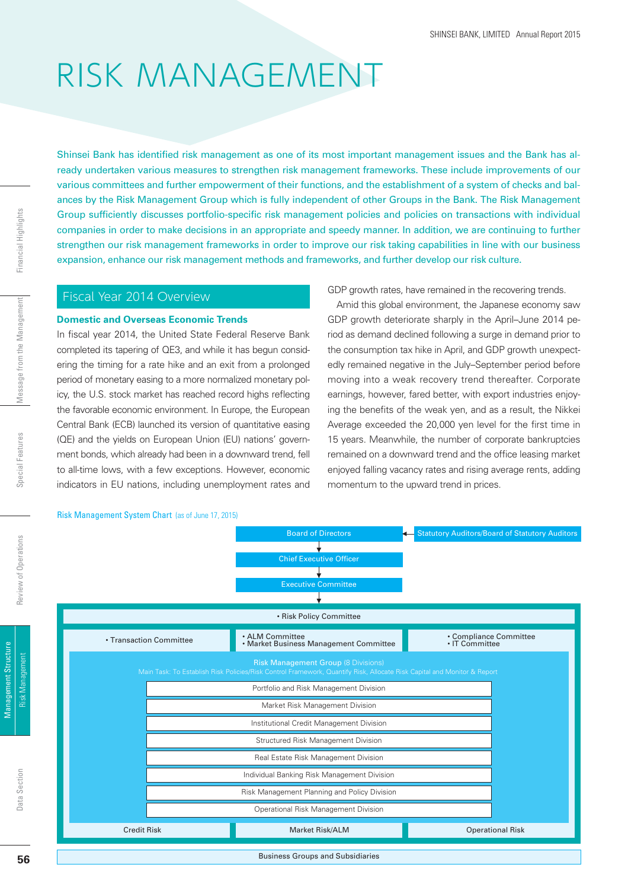# RISK MANAGEMENT

Shinsei Bank has identified risk management as one of its most important management issues and the Bank has already undertaken various measures to strengthen risk management frameworks. These include improvements of our various committees and further empowerment of their functions, and the establishment of a system of checks and balances by the Risk Management Group which is fully independent of other Groups in the Bank. The Risk Management Group sufficiently discusses portfolio-specific risk management policies and policies on transactions with individual companies in order to make decisions in an appropriate and speedy manner. In addition, we are continuing to further strengthen our risk management frameworks in order to improve our risk taking capabilities in line with our business expansion, enhance our risk management methods and frameworks, and further develop our risk culture.

## Fiscal Year 2014 Overview

### Domestic and Overseas Economic Trends

In fiscal year 2014, the United State Federal Reserve Bank completed its tapering of QE3, and while it has begun considering the timing for a rate hike and an exit from a prolonged period of monetary easing to a more normalized monetary policy, the U.S. stock market has reached record highs reflecting the favorable economic environment. In Europe, the European Central Bank (ECB) launched its version of quantitative easing (QE) and the yields on European Union (EU) nations' government bonds, which already had been in a downward trend, fell to all-time lows, with a few exceptions. However, economic indicators in EU nations, including unemployment rates and GDP growth rates, have remained in the recovering trends.

Amid this global environment, the Japanese economy saw GDP growth deteriorate sharply in the April–June 2014 period as demand declined following a surge in demand prior to the consumption tax hike in April, and GDP growth unexpectedly remained negative in the July–September period before moving into a weak recovery trend thereafter. Corporate earnings, however, fared better, with export industries enjoying the benefits of the weak yen, and as a result, the Nikkei Average exceeded the 20,000 yen level for the first time in 15 years. Meanwhile, the number of corporate bankruptcies remained on a downward trend and the office leasing market enjoyed falling vacancy rates and rising average rents, adding momentum to the upward trend in prices.

Risk Management System Chart (as of June 17, 2015)

- Board of Directors ← Statutory Auditors/Board of Statutory Auditors
  - Chief Executive Officer
    - Executive Committee
      - • Risk Policy Committee
        - • Transaction Committee
        - • ALM Committee / • Market Business Management Committee
        - • Compliance Committee / • IT Committee
      - Risk Management Group (8 Divisions)
        - Main Task: To Establish Risk Policies/Risk Control Framework, Quantify Risk, Allocate Risk Capital and Monitor & Report
        - Portfolio and Risk Management Division
        - Market Risk Management Division
        - Institutional Credit Management Division
        - Structured Risk Management Division
        - Real Estate Risk Management Division
        - Individual Banking Risk Management Division
        - Risk Management Planning and Policy Division
        - Operational Risk Management Division
      - Credit Risk | Market Risk/ALM | Operational Risk
- Business Groups and Subsidiaries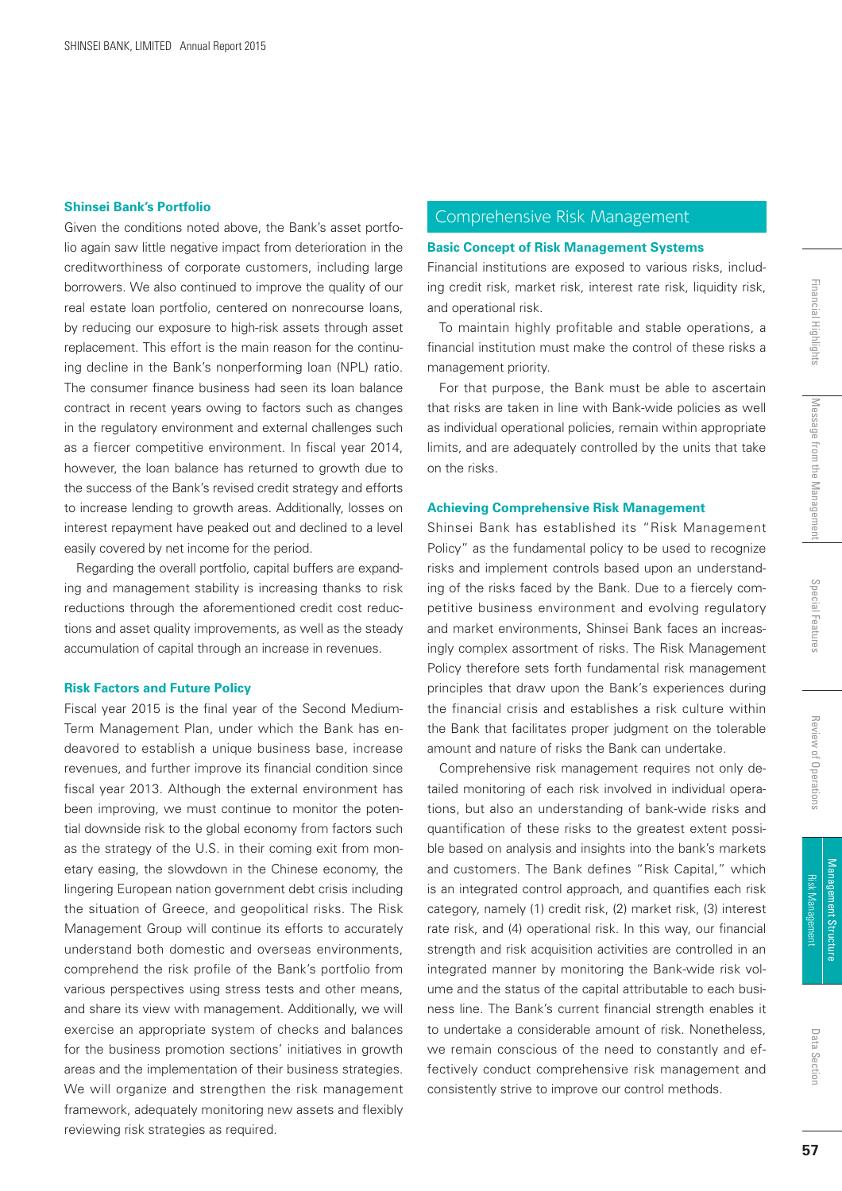### Shinsei Bank's Portfolio

Given the conditions noted above, the Bank's asset portfolio again saw little negative impact from deterioration in the creditworthiness of corporate customers, including large borrowers. We also continued to improve the quality of our real estate loan portfolio, centered on nonrecourse loans, by reducing our exposure to high-risk assets through asset replacement. This effort is the main reason for the continuing decline in the Bank's nonperforming loan (NPL) ratio. The consumer finance business had seen its loan balance contract in recent years owing to factors such as changes in the regulatory environment and external challenges such as a fiercer competitive environment. In fiscal year 2014, however, the loan balance has returned to growth due to the success of the Bank's revised credit strategy and efforts to increase lending to growth areas. Additionally, losses on interest repayment have peaked out and declined to a level easily covered by net income for the period.

Regarding the overall portfolio, capital buffers are expanding and management stability is increasing thanks to risk reductions through the aforementioned credit cost reductions and asset quality improvements, as well as the steady accumulation of capital through an increase in revenues.

### Risk Factors and Future Policy

Fiscal year 2015 is the final year of the Second Medium-Term Management Plan, under which the Bank has endeavored to establish a unique business base, increase revenues, and further improve its financial condition since fiscal year 2013. Although the external environment has been improving, we must continue to monitor the potential downside risk to the global economy from factors such as the strategy of the U.S. in their coming exit from monetary easing, the slowdown in the Chinese economy, the lingering European nation government debt crisis including the situation of Greece, and geopolitical risks. The Risk Management Group will continue its efforts to accurately understand both domestic and overseas environments, comprehend the risk profile of the Bank's portfolio from various perspectives using stress tests and other means, and share its view with management. Additionally, we will exercise an appropriate system of checks and balances for the business promotion sections' initiatives in growth areas and the implementation of their business strategies. We will organize and strengthen the risk management framework, adequately monitoring new assets and flexibly reviewing risk strategies as required.

## Comprehensive Risk Management

### Basic Concept of Risk Management Systems

Financial institutions are exposed to various risks, including credit risk, market risk, interest rate risk, liquidity risk, and operational risk.

To maintain highly profitable and stable operations, a financial institution must make the control of these risks a management priority.

For that purpose, the Bank must be able to ascertain that risks are taken in line with Bank-wide policies as well as individual operational policies, remain within appropriate limits, and are adequately controlled by the units that take on the risks.

### Achieving Comprehensive Risk Management

Shinsei Bank has established its "Risk Management Policy" as the fundamental policy to be used to recognize risks and implement controls based upon an understanding of the risks faced by the Bank. Due to a fiercely competitive business environment and evolving regulatory and market environments, Shinsei Bank faces an increasingly complex assortment of risks. The Risk Management Policy therefore sets forth fundamental risk management principles that draw upon the Bank's experiences during the financial crisis and establishes a risk culture within the Bank that facilitates proper judgment on the tolerable amount and nature of risks the Bank can undertake.

Comprehensive risk management requires not only detailed monitoring of each risk involved in individual operations, but also an understanding of bank-wide risks and quantification of these risks to the greatest extent possible based on analysis and insights into the bank's markets and customers. The Bank defines "Risk Capital," which is an integrated control approach, and quantifies each risk category, namely (1) credit risk, (2) market risk, (3) interest rate risk, and (4) operational risk. In this way, our financial strength and risk acquisition activities are controlled in an integrated manner by monitoring the Bank-wide risk volume and the status of the capital attributable to each business line. The Bank's current financial strength enables it to undertake a considerable amount of risk. Nonetheless, we remain conscious of the need to constantly and effectively conduct comprehensive risk management and consistently strive to improve our control methods.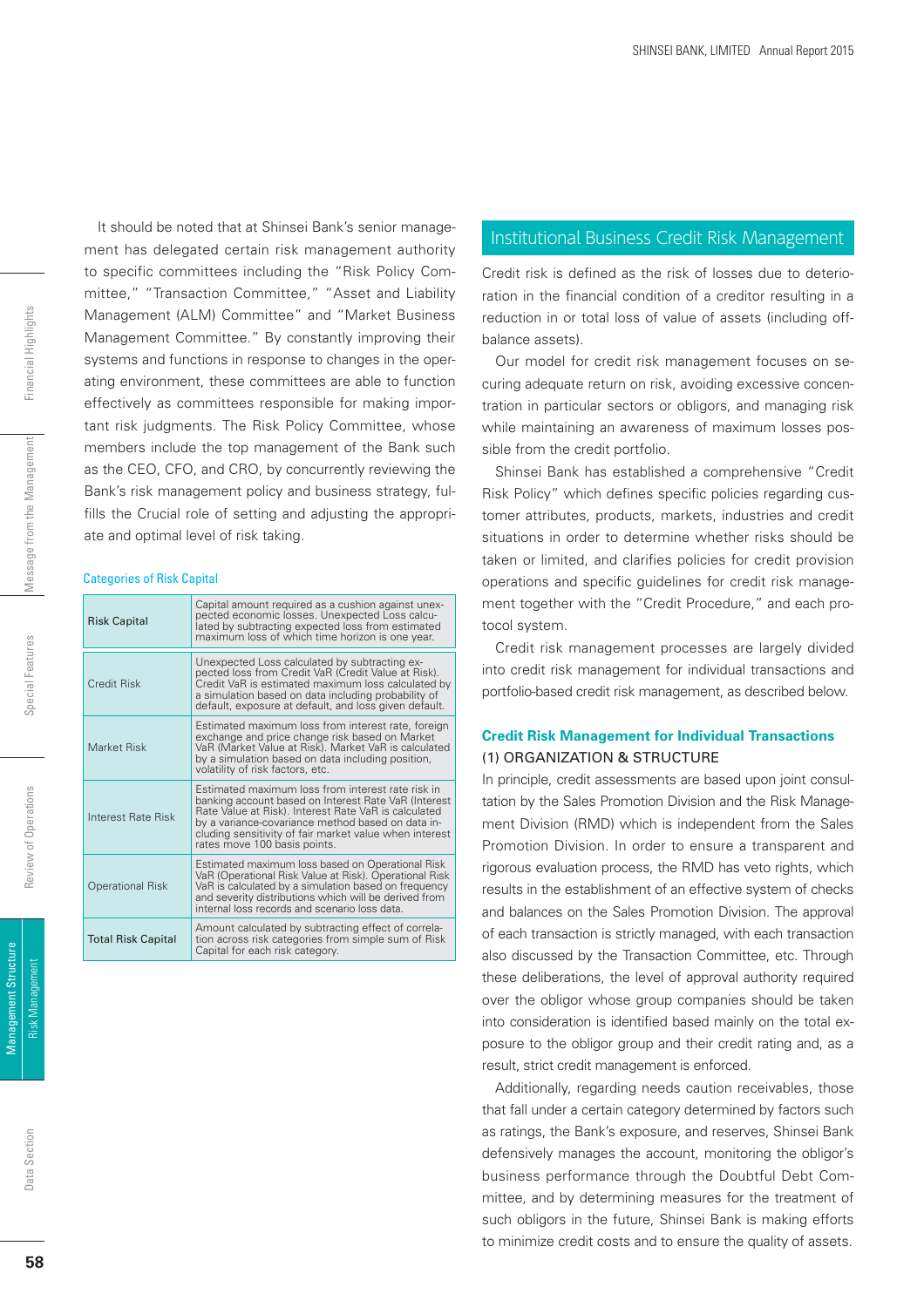It should be noted that at Shinsei Bank's senior management has delegated certain risk management authority to specific committees including the "Risk Policy Committee," "Transaction Committee," "Asset and Liability Management (ALM) Committee" and "Market Business Management Committee." By constantly improving their systems and functions in response to changes in the operating environment, these committees are able to function effectively as committees responsible for making important risk judgments. The Risk Policy Committee, whose members include the top management of the Bank such as the CEO, CFO, and CRO, by concurrently reviewing the Bank's risk management policy and business strategy, fulfills the Crucial role of setting and adjusting the appropriate and optimal level of risk taking.

### Categories of Risk Capital

| | |
|---|---|
| Risk Capital | Capital amount required as a cushion against unexpected economic losses. Unexpected Loss calculated by subtracting expected loss from estimated maximum loss of which time horizon is one year. |
| Credit Risk | Unexpected Loss calculated by subtracting expected loss from Credit VaR (Credit Value at Risk). Credit VaR is estimated maximum loss calculated by a simulation based on data including probability of default, exposure at default, and loss given default. |
| Market Risk | Estimated maximum loss from interest rate, foreign exchange and price change risk based on Market VaR (Market Value at Risk). Market VaR is calculated by a simulation based on data including position, volatility of risk factors, etc. |
| Interest Rate Risk | Estimated maximum loss from interest rate risk in banking account based on Interest Rate VaR (Interest Rate Value at Risk). Interest Rate VaR is calculated by a variance-covariance method based on data including sensitivity of fair market value when interest rates move 100 basis points. |
| Operational Risk | Estimated maximum loss based on Operational Risk VaR (Operational Risk Value at Risk). Operational Risk VaR is calculated by a simulation based on frequency and severity distributions which will be derived from internal loss records and scenario loss data. |
| Total Risk Capital | Amount calculated by subtracting effect of correlation across risk categories from simple sum of Risk Capital for each risk category. |

## Institutional Business Credit Risk Management

Credit risk is defined as the risk of losses due to deterioration in the financial condition of a creditor resulting in a reduction in or total loss of value of assets (including off-balance assets).

Our model for credit risk management focuses on securing adequate return on risk, avoiding excessive concentration in particular sectors or obligors, and managing risk while maintaining an awareness of maximum losses possible from the credit portfolio.

Shinsei Bank has established a comprehensive "Credit Risk Policy" which defines specific policies regarding customer attributes, products, markets, industries and credit situations in order to determine whether risks should be taken or limited, and clarifies policies for credit provision operations and specific guidelines for credit risk management together with the "Credit Procedure," and each protocol system.

Credit risk management processes are largely divided into credit risk management for individual transactions and portfolio-based credit risk management, as described below.

### Credit Risk Management for Individual Transactions

(1) ORGANIZATION & STRUCTURE

In principle, credit assessments are based upon joint consultation by the Sales Promotion Division and the Risk Management Division (RMD) which is independent from the Sales Promotion Division. In order to ensure a transparent and rigorous evaluation process, the RMD has veto rights, which results in the establishment of an effective system of checks and balances on the Sales Promotion Division. The approval of each transaction is strictly managed, with each transaction also discussed by the Transaction Committee, etc. Through these deliberations, the level of approval authority required over the obligor whose group companies should be taken into consideration is identified based mainly on the total exposure to the obligor group and their credit rating and, as a result, strict credit management is enforced.

Additionally, regarding needs caution receivables, those that fall under a certain category determined by factors such as ratings, the Bank's exposure, and reserves, Shinsei Bank defensively manages the account, monitoring the obligor's business performance through the Doubtful Debt Committee, and by determining measures for the treatment of such obligors in the future, Shinsei Bank is making efforts to minimize credit costs and to ensure the quality of assets.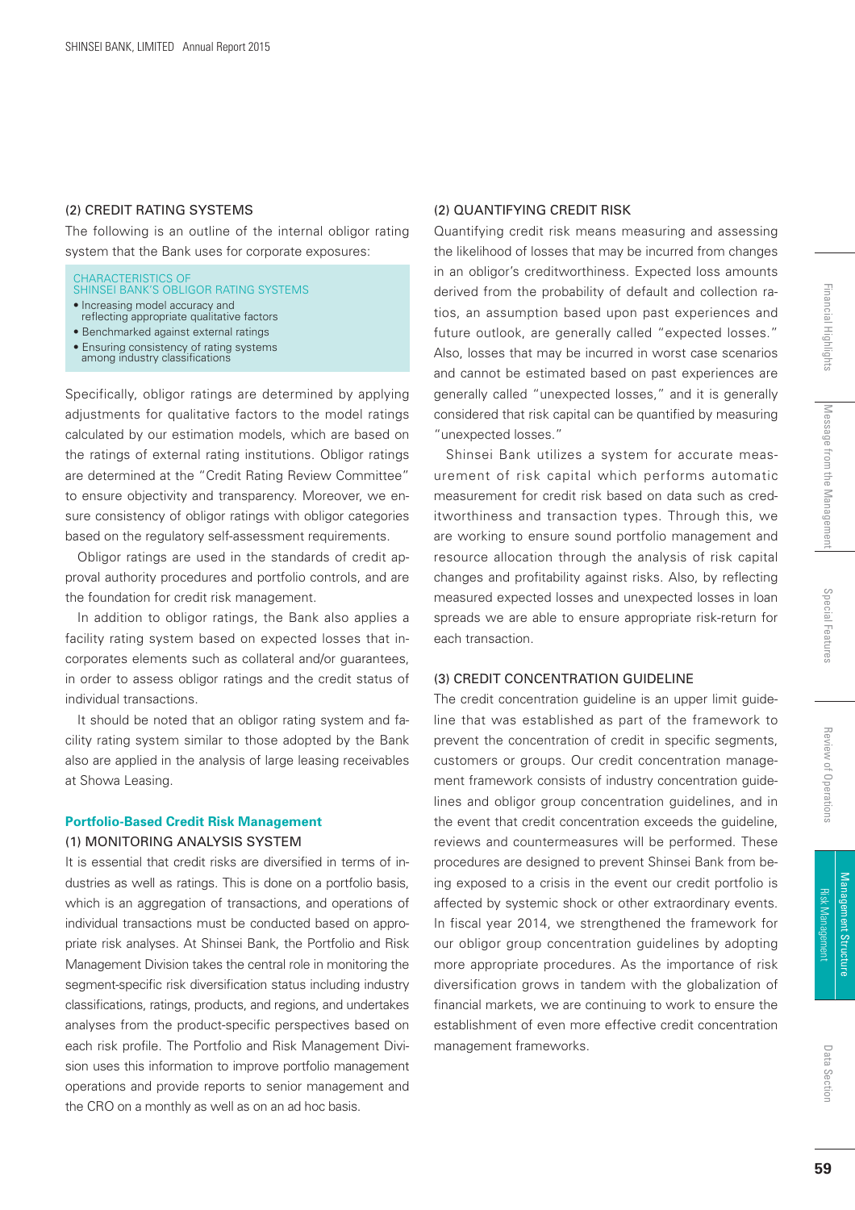### (2) CREDIT RATING SYSTEMS

The following is an outline of the internal obligor rating system that the Bank uses for corporate exposures:

> **CHARACTERISTICS OF SHINSEI BANK'S OBLIGOR RATING SYSTEMS**
> - Increasing model accuracy and reflecting appropriate qualitative factors
> - Benchmarked against external ratings
> - Ensuring consistency of rating systems among industry classifications

Specifically, obligor ratings are determined by applying adjustments for qualitative factors to the model ratings calculated by our estimation models, which are based on the ratings of external rating institutions. Obligor ratings are determined at the "Credit Rating Review Committee" to ensure objectivity and transparency. Moreover, we ensure consistency of obligor ratings with obligor categories based on the regulatory self-assessment requirements.

Obligor ratings are used in the standards of credit approval authority procedures and portfolio controls, and are the foundation for credit risk management.

In addition to obligor ratings, the Bank also applies a facility rating system based on expected losses that incorporates elements such as collateral and/or guarantees, in order to assess obligor ratings and the credit status of individual transactions.

It should be noted that an obligor rating system and facility rating system similar to those adopted by the Bank also are applied in the analysis of large leasing receivables at Showa Leasing.

## Portfolio-Based Credit Risk Management

### (1) MONITORING ANALYSIS SYSTEM

It is essential that credit risks are diversified in terms of industries as well as ratings. This is done on a portfolio basis, which is an aggregation of transactions, and operations of individual transactions must be conducted based on appropriate risk analyses. At Shinsei Bank, the Portfolio and Risk Management Division takes the central role in monitoring the segment-specific risk diversification status including industry classifications, ratings, products, and regions, and undertakes analyses from the product-specific perspectives based on each risk profile. The Portfolio and Risk Management Division uses this information to improve portfolio management operations and provide reports to senior management and the CRO on a monthly as well as on an ad hoc basis.

### (2) QUANTIFYING CREDIT RISK

Quantifying credit risk means measuring and assessing the likelihood of losses that may be incurred from changes in an obligor's creditworthiness. Expected loss amounts derived from the probability of default and collection ratios, an assumption based upon past experiences and future outlook, are generally called "expected losses." Also, losses that may be incurred in worst case scenarios and cannot be estimated based on past experiences are generally called "unexpected losses," and it is generally considered that risk capital can be quantified by measuring "unexpected losses."

Shinsei Bank utilizes a system for accurate measurement of risk capital which performs automatic measurement for credit risk based on data such as creditworthiness and transaction types. Through this, we are working to ensure sound portfolio management and resource allocation through the analysis of risk capital changes and profitability against risks. Also, by reflecting measured expected losses and unexpected losses in loan spreads we are able to ensure appropriate risk-return for each transaction.

### (3) CREDIT CONCENTRATION GUIDELINE

The credit concentration guideline is an upper limit guideline that was established as part of the framework to prevent the concentration of credit in specific segments, customers or groups. Our credit concentration management framework consists of industry concentration guidelines and obligor group concentration guidelines, and in the event that credit concentration exceeds the guideline, reviews and countermeasures will be performed. These procedures are designed to prevent Shinsei Bank from being exposed to a crisis in the event our credit portfolio is affected by systemic shock or other extraordinary events. In fiscal year 2014, we strengthened the framework for our obligor group concentration guidelines by adopting more appropriate procedures. As the importance of risk diversification grows in tandem with the globalization of financial markets, we are continuing to work to ensure the establishment of even more effective credit concentration management frameworks.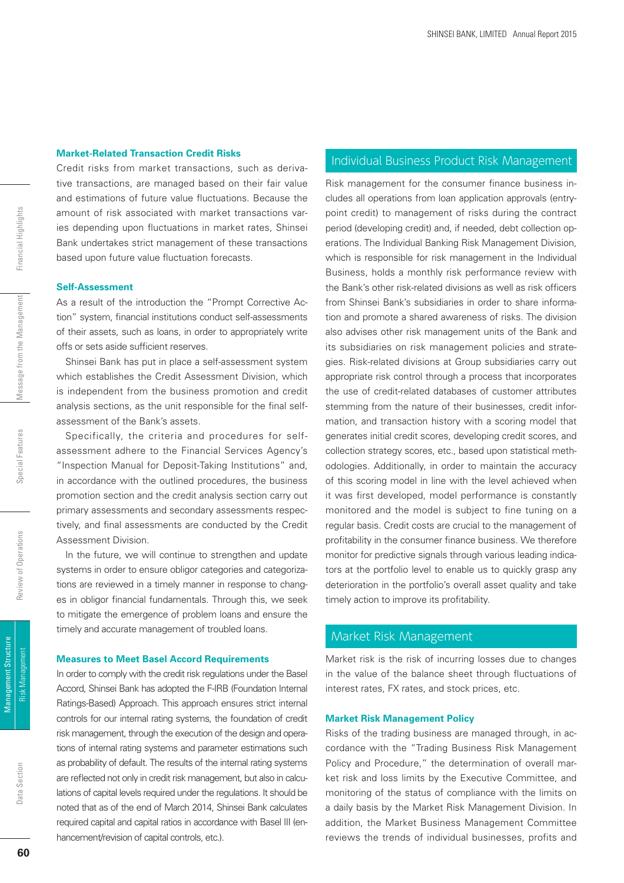### Market-Related Transaction Credit Risks

Credit risks from market transactions, such as derivative transactions, are managed based on their fair value and estimations of future value fluctuations. Because the amount of risk associated with market transactions varies depending upon fluctuations in market rates, Shinsei Bank undertakes strict management of these transactions based upon future value fluctuation forecasts.

### Self-Assessment

As a result of the introduction the "Prompt Corrective Action" system, financial institutions conduct self-assessments of their assets, such as loans, in order to appropriately write offs or sets aside sufficient reserves.

Shinsei Bank has put in place a self-assessment system which establishes the Credit Assessment Division, which is independent from the business promotion and credit analysis sections, as the unit responsible for the final self-assessment of the Bank's assets.

Specifically, the criteria and procedures for self-assessment adhere to the Financial Services Agency's "Inspection Manual for Deposit-Taking Institutions" and, in accordance with the outlined procedures, the business promotion section and the credit analysis section carry out primary assessments and secondary assessments respectively, and final assessments are conducted by the Credit Assessment Division.

In the future, we will continue to strengthen and update systems in order to ensure obligor categories and categorizations are reviewed in a timely manner in response to changes in obligor financial fundamentals. Through this, we seek to mitigate the emergence of problem loans and ensure the timely and accurate management of troubled loans.

### Measures to Meet Basel Accord Requirements

In order to comply with the credit risk regulations under the Basel Accord, Shinsei Bank has adopted the F-IRB (Foundation Internal Ratings-Based) Approach. This approach ensures strict internal controls for our internal rating systems, the foundation of credit risk management, through the execution of the design and operations of internal rating systems and parameter estimations such as probability of default. The results of the internal rating systems are reflected not only in credit risk management, but also in calculations of capital levels required under the regulations. It should be noted that as of the end of March 2014, Shinsei Bank calculates required capital and capital ratios in accordance with Basel III (enhancement/revision of capital controls, etc.).

## Individual Business Product Risk Management

Risk management for the consumer finance business includes all operations from loan application approvals (entry-point credit) to management of risks during the contract period (developing credit) and, if needed, debt collection operations. The Individual Banking Risk Management Division, which is responsible for risk management in the Individual Business, holds a monthly risk performance review with the Bank's other risk-related divisions as well as risk officers from Shinsei Bank's subsidiaries in order to share information and promote a shared awareness of risks. The division also advises other risk management units of the Bank and its subsidiaries on risk management policies and strategies. Risk-related divisions at Group subsidiaries carry out appropriate risk control through a process that incorporates the use of credit-related databases of customer attributes stemming from the nature of their businesses, credit information, and transaction history with a scoring model that generates initial credit scores, developing credit scores, and collection strategy scores, etc., based upon statistical methodologies. Additionally, in order to maintain the accuracy of this scoring model in line with the level achieved when it was first developed, model performance is constantly monitored and the model is subject to fine tuning on a regular basis. Credit costs are crucial to the management of profitability in the consumer finance business. We therefore monitor for predictive signals through various leading indicators at the portfolio level to enable us to quickly grasp any deterioration in the portfolio's overall asset quality and take timely action to improve its profitability.

## Market Risk Management

Market risk is the risk of incurring losses due to changes in the value of the balance sheet through fluctuations of interest rates, FX rates, and stock prices, etc.

### Market Risk Management Policy

Risks of the trading business are managed through, in accordance with the "Trading Business Risk Management Policy and Procedure," the determination of overall market risk and loss limits by the Executive Committee, and monitoring of the status of compliance with the limits on a daily basis by the Market Risk Management Division. In addition, the Market Business Management Committee reviews the trends of individual businesses, profits and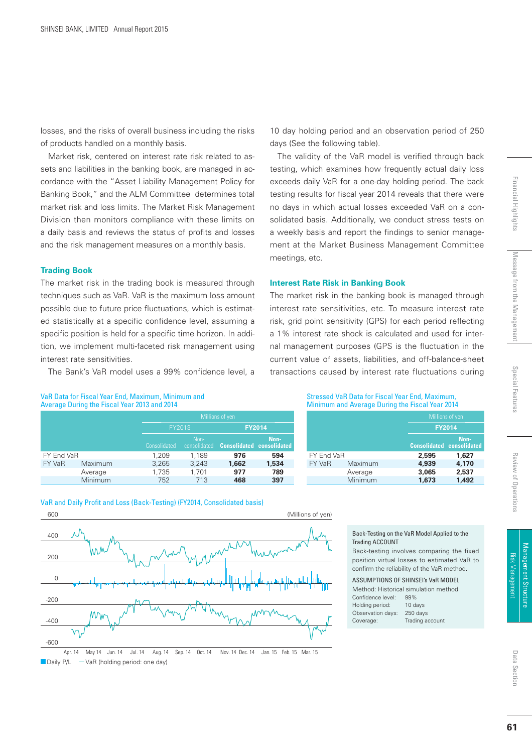losses, and the risks of overall business including the risks of products handled on a monthly basis.

Market risk, centered on interest rate risk related to assets and liabilities in the banking book, are managed in accordance with the "Asset Liability Management Policy for Banking Book," and the ALM Committee determines total market risk and loss limits. The Market Risk Management Division then monitors compliance with these limits on a daily basis and reviews the status of profits and losses and the risk management measures on a monthly basis.

### Trading Book

The market risk in the trading book is measured through techniques such as VaR. VaR is the maximum loss amount possible due to future price fluctuations, which is estimated statistically at a specific confidence level, assuming a specific position is held for a specific time horizon. In addition, we implement multi-faceted risk management using interest rate sensitivities.

The Bank's VaR model uses a 99% confidence level, a 10 day holding period and an observation period of 250 days (See the following table).

The validity of the VaR model is verified through back testing, which examines how frequently actual daily loss exceeds daily VaR for a one-day holding period. The back testing results for fiscal year 2014 reveals that there were no days in which actual losses exceeded VaR on a consolidated basis. Additionally, we conduct stress tests on a weekly basis and report the findings to senior management at the Market Business Management Committee meetings, etc.

### Interest Rate Risk in Banking Book

The market risk in the banking book is managed through interest rate sensitivities, etc. To measure interest rate risk, grid point sensitivity (GPS) for each period reflecting a 1% interest rate shock is calculated and used for internal management purposes (GPS is the fluctuation in the current value of assets, liabilities, and off-balance-sheet transactions caused by interest rate fluctuations during

VaR Data for Fiscal Year End, Maximum, Minimum and Average During the Fiscal Year 2013 and 2014

| | | Millions of yen | | | |
|---|---|---|---|---|---|
| | | FY2013 | | **FY2014** | |
| | | Consolidated | Non-consolidated | **Consolidated** | **Non-consolidated** |
| FY End VaR | | 1,209 | 1,189 | **976** | **594** |
| FY VaR | Maximum | 3,265 | 3,243 | **1,662** | **1,534** |
| | Average | 1,735 | 1,701 | **977** | **789** |
| | Minimum | 752 | 713 | **468** | **397** |

Stressed VaR Data for Fiscal Year End, Maximum, Minimum and Average During the Fiscal Year 2014

| | | Millions of yen | |
|---|---|---|---|
| | | **FY2014** | |
| | | **Consolidated** | **Non-consolidated** |
| FY End VaR | | **2,595** | **1,627** |
| FY VaR | Maximum | **4,939** | **4,170** |
| | Average | **3,065** | **2,537** |
| | Minimum | **1,673** | **1,492** |

VaR and Daily Profit and Loss (Back-Testing) (FY2014, Consolidated basis)

(Millions of yen)

■ Daily P/L — VaR (holding period: one day)

Back-Testing on the VaR Model Applied to the Trading ACCOUNT

Back-testing involves comparing the fixed position virtual losses to estimated VaR to confirm the reliability of the VaR method.

ASSUMPTIONS OF SHINSEI's VaR MODEL

Method: Historical simulation method

| | |
|---|---|
| Confidence level: | 99% |
| Holding period: | 10 days |
| Observation days: | 250 days |
| Coverage: | Trading account |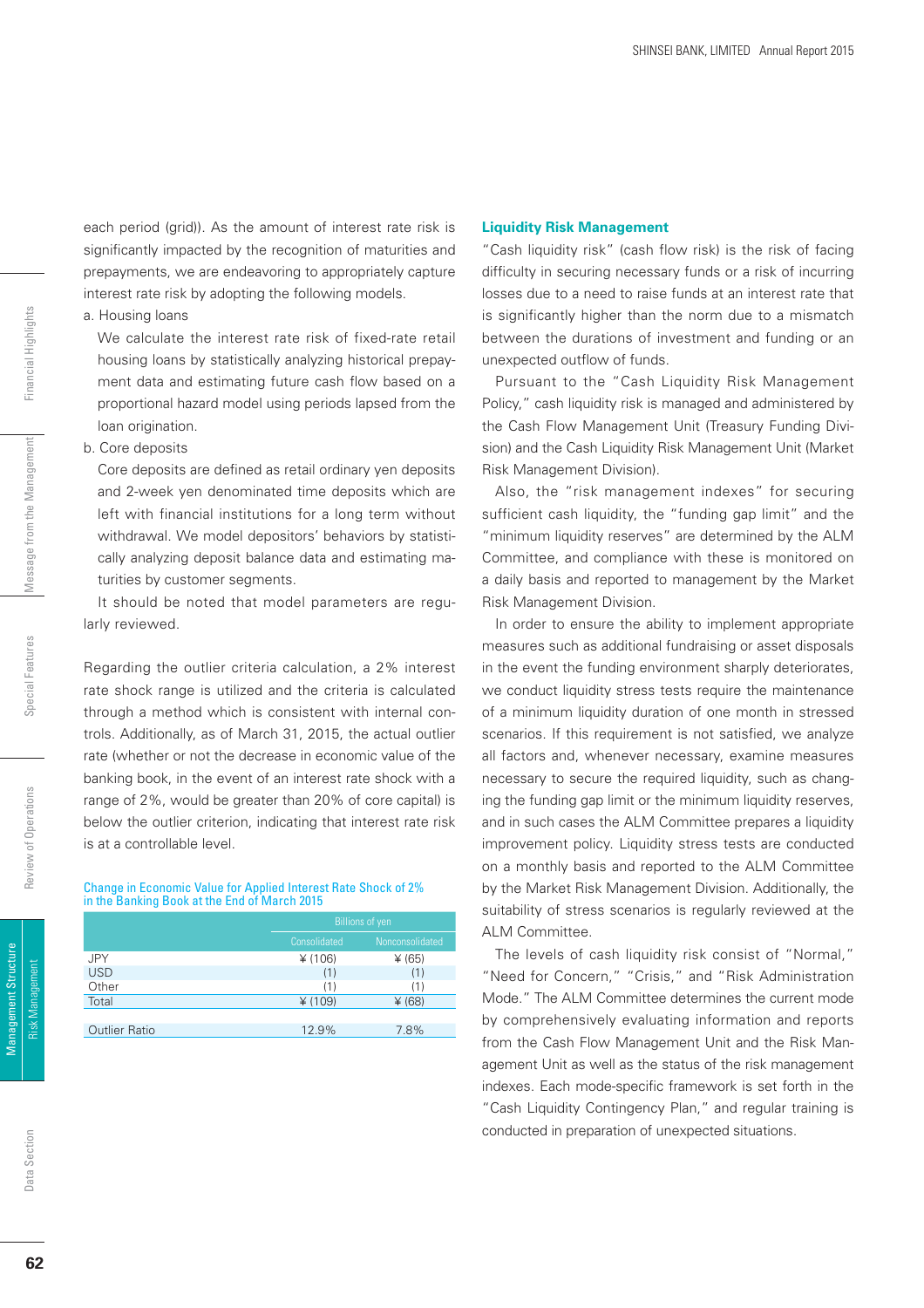each period (grid)). As the amount of interest rate risk is significantly impacted by the recognition of maturities and prepayments, we are endeavoring to appropriately capture interest rate risk by adopting the following models.

a. Housing loans

We calculate the interest rate risk of fixed-rate retail housing loans by statistically analyzing historical prepayment data and estimating future cash flow based on a proportional hazard model using periods lapsed from the loan origination.

b. Core deposits

Core deposits are defined as retail ordinary yen deposits and 2-week yen denominated time deposits which are left with financial institutions for a long term without withdrawal. We model depositors' behaviors by statistically analyzing deposit balance data and estimating maturities by customer segments.

It should be noted that model parameters are regularly reviewed.

Regarding the outlier criteria calculation, a 2% interest rate shock range is utilized and the criteria is calculated through a method which is consistent with internal controls. Additionally, as of March 31, 2015, the actual outlier rate (whether or not the decrease in economic value of the banking book, in the event of an interest rate shock with a range of 2%, would be greater than 20% of core capital) is below the outlier criterion, indicating that interest rate risk is at a controllable level.

Change in Economic Value for Applied Interest Rate Shock of 2% in the Banking Book at the End of March 2015

| | Billions of yen | |
|---|---|---|
| | Consolidated | Nonconsolidated |
| JPY | ¥ (106) | ¥ (65) |
| USD | (1) | (1) |
| Other | (1) | (1) |
| Total | ¥ (109) | ¥ (68) |
| | | |
| Outlier Ratio | 12.9% | 7.8% |

## Liquidity Risk Management

"Cash liquidity risk" (cash flow risk) is the risk of facing difficulty in securing necessary funds or a risk of incurring losses due to a need to raise funds at an interest rate that is significantly higher than the norm due to a mismatch between the durations of investment and funding or an unexpected outflow of funds.

Pursuant to the "Cash Liquidity Risk Management Policy," cash liquidity risk is managed and administered by the Cash Flow Management Unit (Treasury Funding Division) and the Cash Liquidity Risk Management Unit (Market Risk Management Division).

Also, the "risk management indexes" for securing sufficient cash liquidity, the "funding gap limit" and the "minimum liquidity reserves" are determined by the ALM Committee, and compliance with these is monitored on a daily basis and reported to management by the Market Risk Management Division.

In order to ensure the ability to implement appropriate measures such as additional fundraising or asset disposals in the event the funding environment sharply deteriorates, we conduct liquidity stress tests require the maintenance of a minimum liquidity duration of one month in stressed scenarios. If this requirement is not satisfied, we analyze all factors and, whenever necessary, examine measures necessary to secure the required liquidity, such as changing the funding gap limit or the minimum liquidity reserves, and in such cases the ALM Committee prepares a liquidity improvement policy. Liquidity stress tests are conducted on a monthly basis and reported to the ALM Committee by the Market Risk Management Division. Additionally, the suitability of stress scenarios is regularly reviewed at the ALM Committee.

The levels of cash liquidity risk consist of "Normal," "Need for Concern," "Crisis," and "Risk Administration Mode." The ALM Committee determines the current mode by comprehensively evaluating information and reports from the Cash Flow Management Unit and the Risk Management Unit as well as the status of the risk management indexes. Each mode-specific framework is set forth in the "Cash Liquidity Contingency Plan," and regular training is conducted in preparation of unexpected situations.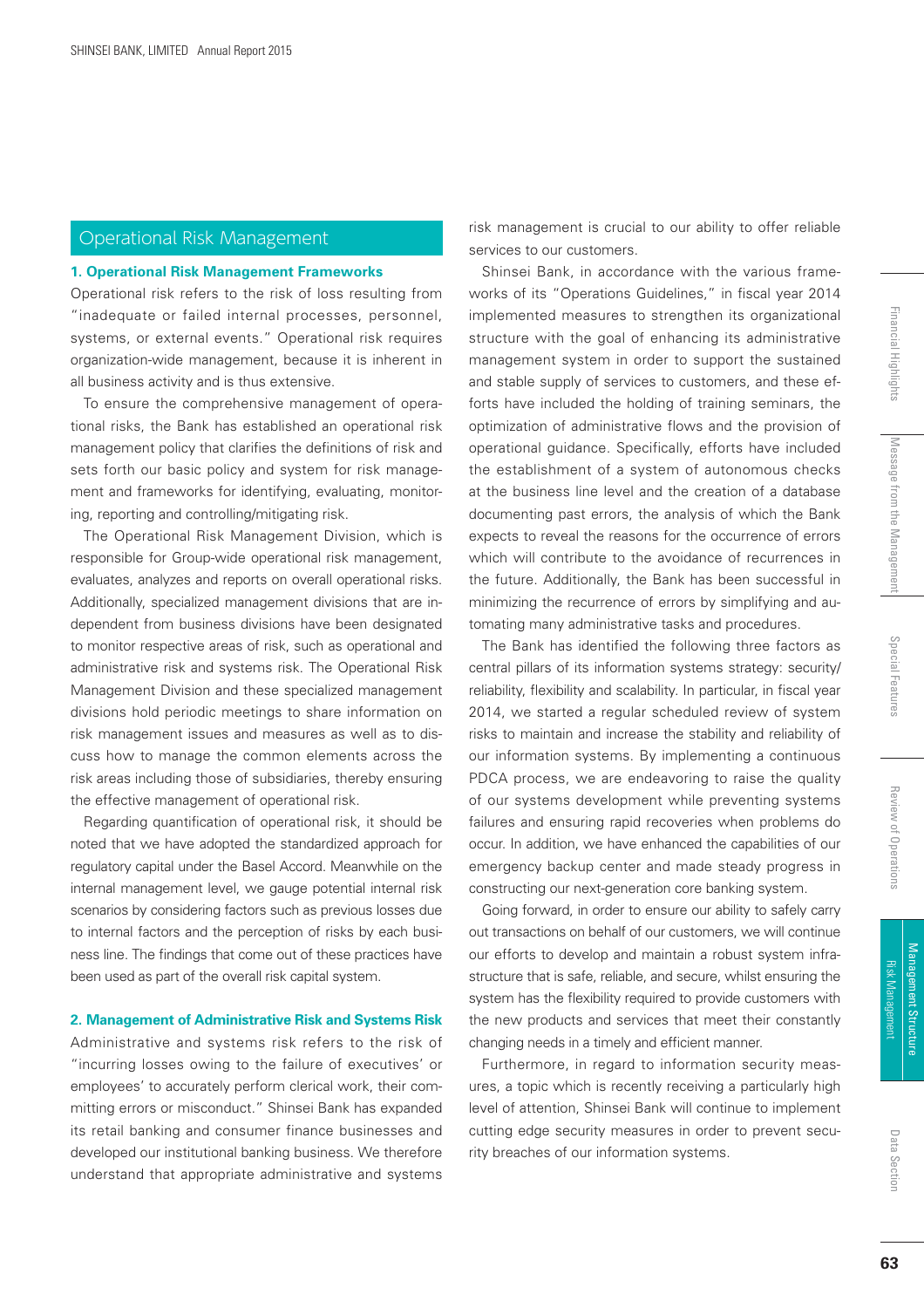## Operational Risk Management

### 1. Operational Risk Management Frameworks

Operational risk refers to the risk of loss resulting from "inadequate or failed internal processes, personnel, systems, or external events." Operational risk requires organization-wide management, because it is inherent in all business activity and is thus extensive.

To ensure the comprehensive management of operational risks, the Bank has established an operational risk management policy that clarifies the definitions of risk and sets forth our basic policy and system for risk management and frameworks for identifying, evaluating, monitoring, reporting and controlling/mitigating risk.

The Operational Risk Management Division, which is responsible for Group-wide operational risk management, evaluates, analyzes and reports on overall operational risks. Additionally, specialized management divisions that are independent from business divisions have been designated to monitor respective areas of risk, such as operational and administrative risk and systems risk. The Operational Risk Management Division and these specialized management divisions hold periodic meetings to share information on risk management issues and measures as well as to discuss how to manage the common elements across the risk areas including those of subsidiaries, thereby ensuring the effective management of operational risk.

Regarding quantification of operational risk, it should be noted that we have adopted the standardized approach for regulatory capital under the Basel Accord. Meanwhile on the internal management level, we gauge potential internal risk scenarios by considering factors such as previous losses due to internal factors and the perception of risks by each business line. The findings that come out of these practices have been used as part of the overall risk capital system.

### 2. Management of Administrative Risk and Systems Risk

Administrative and systems risk refers to the risk of "incurring losses owing to the failure of executives' or employees' to accurately perform clerical work, their committing errors or misconduct." Shinsei Bank has expanded its retail banking and consumer finance businesses and developed our institutional banking business. We therefore understand that appropriate administrative and systems risk management is crucial to our ability to offer reliable services to our customers.

Shinsei Bank, in accordance with the various frameworks of its "Operations Guidelines," in fiscal year 2014 implemented measures to strengthen its organizational structure with the goal of enhancing its administrative management system in order to support the sustained and stable supply of services to customers, and these efforts have included the holding of training seminars, the optimization of administrative flows and the provision of operational guidance. Specifically, efforts have included the establishment of a system of autonomous checks at the business line level and the creation of a database documenting past errors, the analysis of which the Bank expects to reveal the reasons for the occurrence of errors which will contribute to the avoidance of recurrences in the future. Additionally, the Bank has been successful in minimizing the recurrence of errors by simplifying and automating many administrative tasks and procedures.

The Bank has identified the following three factors as central pillars of its information systems strategy: security/reliability, flexibility and scalability. In particular, in fiscal year 2014, we started a regular scheduled review of system risks to maintain and increase the stability and reliability of our information systems. By implementing a continuous PDCA process, we are endeavoring to raise the quality of our systems development while preventing systems failures and ensuring rapid recoveries when problems do occur. In addition, we have enhanced the capabilities of our emergency backup center and made steady progress in constructing our next-generation core banking system.

Going forward, in order to ensure our ability to safely carry out transactions on behalf of our customers, we will continue our efforts to develop and maintain a robust system infrastructure that is safe, reliable, and secure, whilst ensuring the system has the flexibility required to provide customers with the new products and services that meet their constantly changing needs in a timely and efficient manner.

Furthermore, in regard to information security measures, a topic which is recently receiving a particularly high level of attention, Shinsei Bank will continue to implement cutting edge security measures in order to prevent security breaches of our information systems.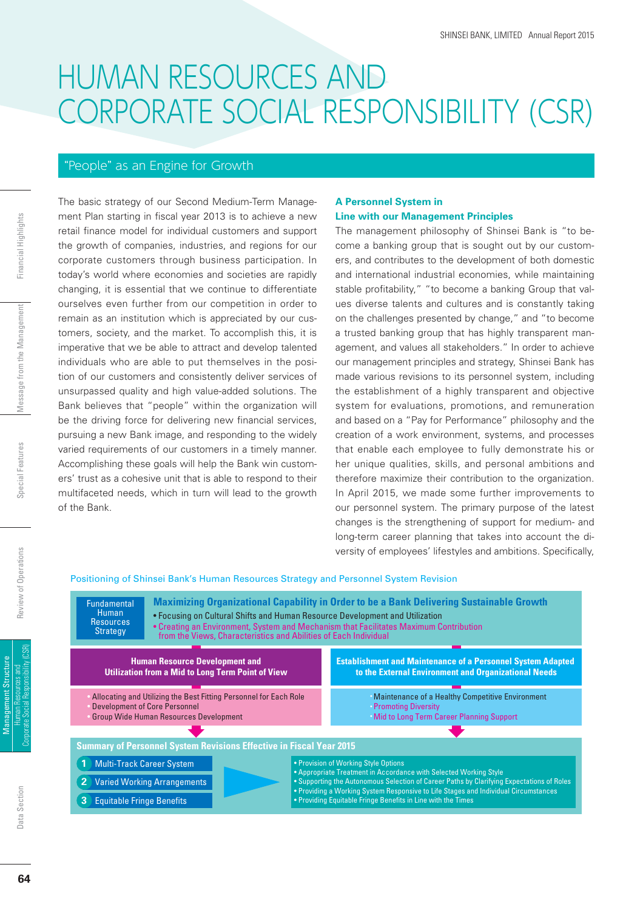# HUMAN RESOURCES AND CORPORATE SOCIAL RESPONSIBILITY (CSR)

## "People" as an Engine for Growth

The basic strategy of our Second Medium-Term Management Plan starting in fiscal year 2013 is to achieve a new retail finance model for individual customers and support the growth of companies, industries, and regions for our corporate customers through business participation. In today's world where economies and societies are rapidly changing, it is essential that we continue to differentiate ourselves even further from our competition in order to remain as an institution which is appreciated by our customers, society, and the market. To accomplish this, it is imperative that we be able to attract and develop talented individuals who are able to put themselves in the position of our customers and consistently deliver services of unsurpassed quality and high value-added solutions. The Bank believes that "people" within the organization will be the driving force for delivering new financial services, pursuing a new Bank image, and responding to the widely varied requirements of our customers in a timely manner. Accomplishing these goals will help the Bank win customers' trust as a cohesive unit that is able to respond to their multifaceted needs, which in turn will lead to the growth of the Bank.

### A Personnel System in Line with our Management Principles

The management philosophy of Shinsei Bank is "to become a banking group that is sought out by our customers, and contributes to the development of both domestic and international industrial economies, while maintaining stable profitability," "to become a banking Group that values diverse talents and cultures and is constantly taking on the challenges presented by change," and "to become a trusted banking group that has highly transparent management, and values all stakeholders." In order to achieve our management principles and strategy, Shinsei Bank has made various revisions to its personnel system, including the establishment of a highly transparent and objective system for evaluations, promotions, and remuneration and based on a "Pay for Performance" philosophy and the creation of a work environment, systems, and processes that enable each employee to fully demonstrate his or her unique qualities, skills, and personal ambitions and therefore maximize their contribution to the organization. In April 2015, we made some further improvements to our personnel system. The primary purpose of the latest changes is the strengthening of support for medium- and long-term career planning that takes into account the diversity of employees' lifestyles and ambitions. Specifically,

**Positioning of Shinsei Bank's Human Resources Strategy and Personnel System Revision**

**Fundamental Human Resources Strategy**

**Maximizing Organizational Capability in Order to be a Bank Delivering Sustainable Growth**
- Focusing on Cultural Shifts and Human Resource Development and Utilization
- Creating an Environment, System and Mechanism that Facilitates Maximum Contribution from the Views, Characteristics and Abilities of Each Individual

**Human Resource Development and Utilization from a Mid to Long Term Point of View**
- Allocating and Utilizing the Best Fitting Personnel for Each Role
- Development of Core Personnel
- Group Wide Human Resources Development

**Establishment and Maintenance of a Personnel System Adapted to the External Environment and Organizational Needs**
- Maintenance of a Healthy Competitive Environment
- Promoting Diversity
- Mid to Long Term Career Planning Support

**Summary of Personnel System Revisions Effective in Fiscal Year 2015**

1. Multi-Track Career System
2. Varied Working Arrangements
3. Equitable Fringe Benefits

- Provision of Working Style Options
- Appropriate Treatment in Accordance with Selected Working Style
- Supporting the Autonomous Selection of Career Paths by Clarifying Expectations of Roles
- Providing a Working System Responsive to Life Stages and Individual Circumstances
- Providing Equitable Fringe Benefits in Line with the Times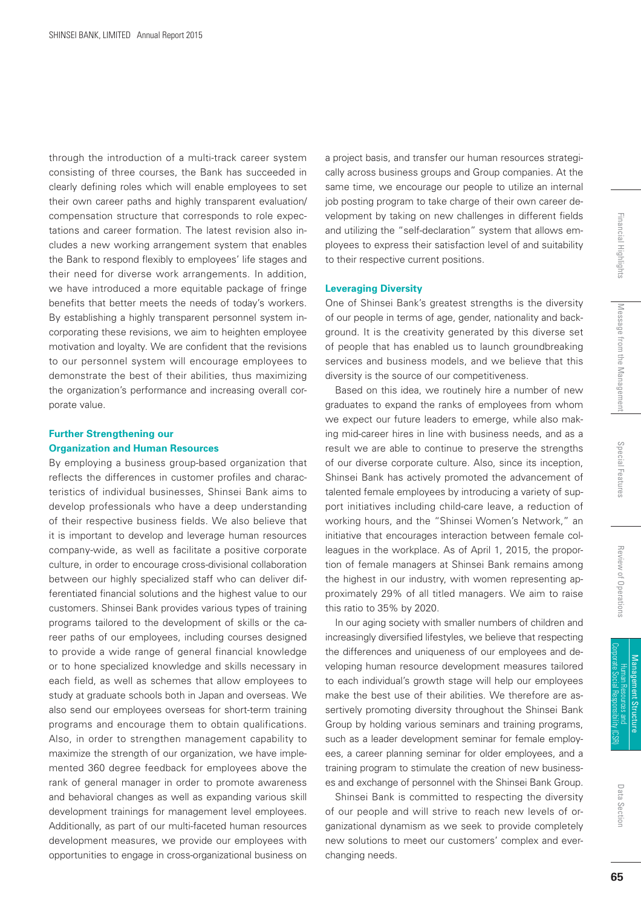through the introduction of a multi-track career system consisting of three courses, the Bank has succeeded in clearly defining roles which will enable employees to set their own career paths and highly transparent evaluation/compensation structure that corresponds to role expectations and career formation. The latest revision also includes a new working arrangement system that enables the Bank to respond flexibly to employees' life stages and their need for diverse work arrangements. In addition, we have introduced a more equitable package of fringe benefits that better meets the needs of today's workers. By establishing a highly transparent personnel system incorporating these revisions, we aim to heighten employee motivation and loyalty. We are confident that the revisions to our personnel system will encourage employees to demonstrate the best of their abilities, thus maximizing the organization's performance and increasing overall corporate value.

### Further Strengthening our Organization and Human Resources

By employing a business group-based organization that reflects the differences in customer profiles and characteristics of individual businesses, Shinsei Bank aims to develop professionals who have a deep understanding of their respective business fields. We also believe that it is important to develop and leverage human resources company-wide, as well as facilitate a positive corporate culture, in order to encourage cross-divisional collaboration between our highly specialized staff who can deliver differentiated financial solutions and the highest value to our customers. Shinsei Bank provides various types of training programs tailored to the development of skills or the career paths of our employees, including courses designed to provide a wide range of general financial knowledge or to hone specialized knowledge and skills necessary in each field, as well as schemes that allow employees to study at graduate schools both in Japan and overseas. We also send our employees overseas for short-term training programs and encourage them to obtain qualifications. Also, in order to strengthen management capability to maximize the strength of our organization, we have implemented 360 degree feedback for employees above the rank of general manager in order to promote awareness and behavioral changes as well as expanding various skill development trainings for management level employees. Additionally, as part of our multi-faceted human resources development measures, we provide our employees with opportunities to engage in cross-organizational business on a project basis, and transfer our human resources strategically across business groups and Group companies. At the same time, we encourage our people to utilize an internal job posting program to take charge of their own career development by taking on new challenges in different fields and utilizing the "self-declaration" system that allows employees to express their satisfaction level of and suitability to their respective current positions.

### Leveraging Diversity

One of Shinsei Bank's greatest strengths is the diversity of our people in terms of age, gender, nationality and background. It is the creativity generated by this diverse set of people that has enabled us to launch groundbreaking services and business models, and we believe that this diversity is the source of our competitiveness.

Based on this idea, we routinely hire a number of new graduates to expand the ranks of employees from whom we expect our future leaders to emerge, while also making mid-career hires in line with business needs, and as a result we are able to continue to preserve the strengths of our diverse corporate culture. Also, since its inception, Shinsei Bank has actively promoted the advancement of talented female employees by introducing a variety of support initiatives including child-care leave, a reduction of working hours, and the "Shinsei Women's Network," an initiative that encourages interaction between female colleagues in the workplace. As of April 1, 2015, the proportion of female managers at Shinsei Bank remains among the highest in our industry, with women representing approximately 29% of all titled managers. We aim to raise this ratio to 35% by 2020.

In our aging society with smaller numbers of children and increasingly diversified lifestyles, we believe that respecting the differences and uniqueness of our employees and developing human resource development measures tailored to each individual's growth stage will help our employees make the best use of their abilities. We therefore are assertively promoting diversity throughout the Shinsei Bank Group by holding various seminars and training programs, such as a leader development seminar for female employees, a career planning seminar for older employees, and a training program to stimulate the creation of new businesses and exchange of personnel with the Shinsei Bank Group.

Shinsei Bank is committed to respecting the diversity of our people and will strive to reach new levels of organizational dynamism as we seek to provide completely new solutions to meet our customers' complex and ever-changing needs.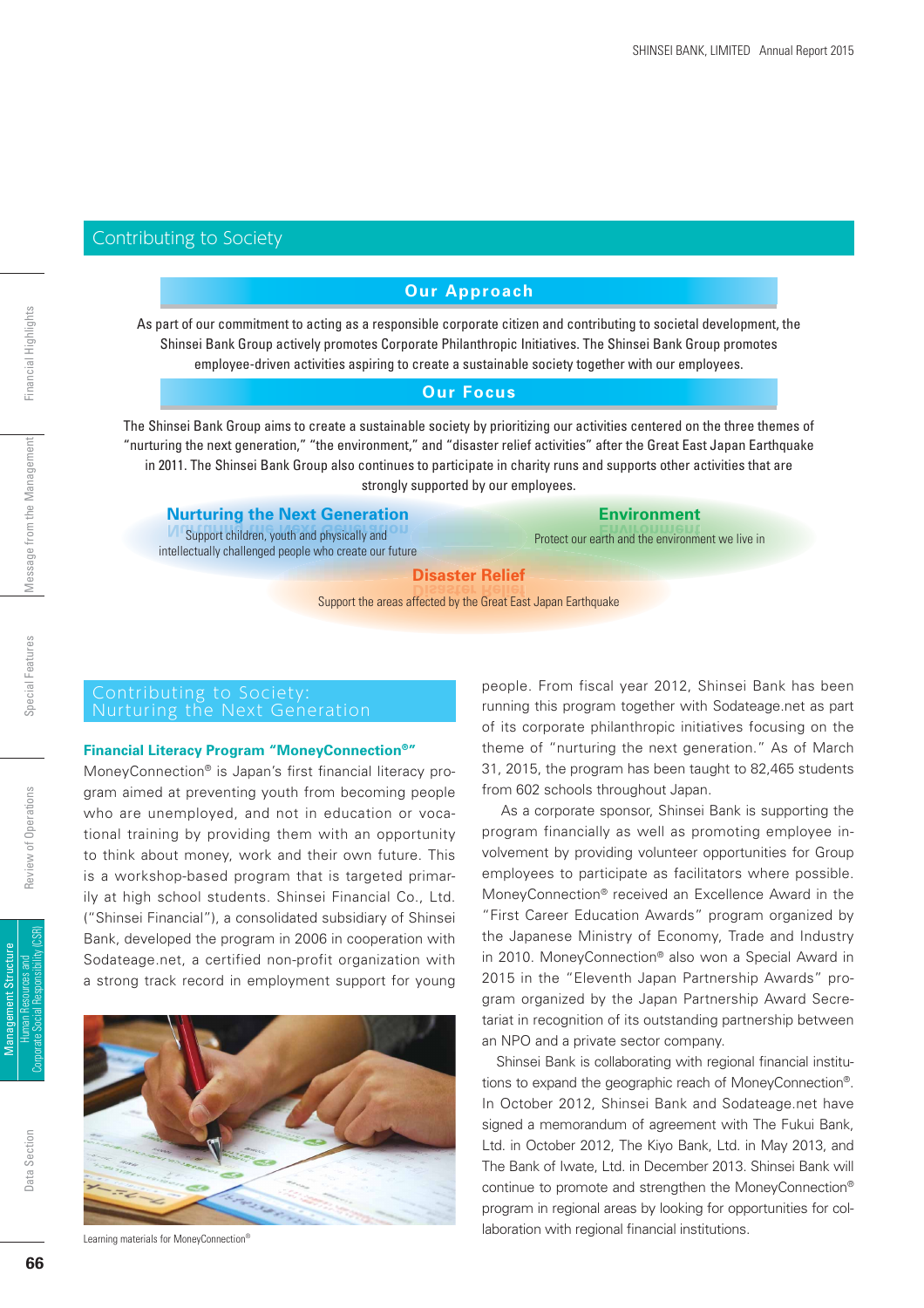# Contributing to Society

## Our Approach

As part of our commitment to acting as a responsible corporate citizen and contributing to societal development, the Shinsei Bank Group actively promotes Corporate Philanthropic Initiatives. The Shinsei Bank Group promotes employee-driven activities aspiring to create a sustainable society together with our employees.

## Our Focus

The Shinsei Bank Group aims to create a sustainable society by prioritizing our activities centered on the three themes of "nurturing the next generation," "the environment," and "disaster relief activities" after the Great East Japan Earthquake in 2011. The Shinsei Bank Group also continues to participate in charity runs and supports other activities that are strongly supported by our employees.

**Nurturing the Next Generation**
Support children, youth and physically and intellectually challenged people who create our future

**Environment**
Protect our earth and the environment we live in

**Disaster Relief**
Support the areas affected by the Great East Japan Earthquake

## Contributing to Society: Nurturing the Next Generation

### Financial Literacy Program "MoneyConnection®"

MoneyConnection® is Japan's first financial literacy program aimed at preventing youth from becoming people who are unemployed, and not in education or vocational training by providing them with an opportunity to think about money, work and their own future. This is a workshop-based program that is targeted primarily at high school students. Shinsei Financial Co., Ltd. ("Shinsei Financial"), a consolidated subsidiary of Shinsei Bank, developed the program in 2006 in cooperation with Sodateage.net, a certified non-profit organization with a strong track record in employment support for young people. From fiscal year 2012, Shinsei Bank has been running this program together with Sodateage.net as part of its corporate philanthropic initiatives focusing on the theme of "nurturing the next generation." As of March 31, 2015, the program has been taught to 82,465 students from 602 schools throughout Japan.

Learning materials for MoneyConnection®

As a corporate sponsor, Shinsei Bank is supporting the program financially as well as promoting employee involvement by providing volunteer opportunities for Group employees to participate as facilitators where possible. MoneyConnection® received an Excellence Award in the "First Career Education Awards" program organized by the Japanese Ministry of Economy, Trade and Industry in 2010. MoneyConnection® also won a Special Award in 2015 in the "Eleventh Japan Partnership Awards" program organized by the Japan Partnership Award Secretariat in recognition of its outstanding partnership between an NPO and a private sector company.

Shinsei Bank is collaborating with regional financial institutions to expand the geographic reach of MoneyConnection®. In October 2012, Shinsei Bank and Sodateage.net have signed a memorandum of agreement with The Fukui Bank, Ltd. in October 2012, The Kiyo Bank, Ltd. in May 2013, and The Bank of Iwate, Ltd. in December 2013. Shinsei Bank will continue to promote and strengthen the MoneyConnection® program in regional areas by looking for opportunities for collaboration with regional financial institutions.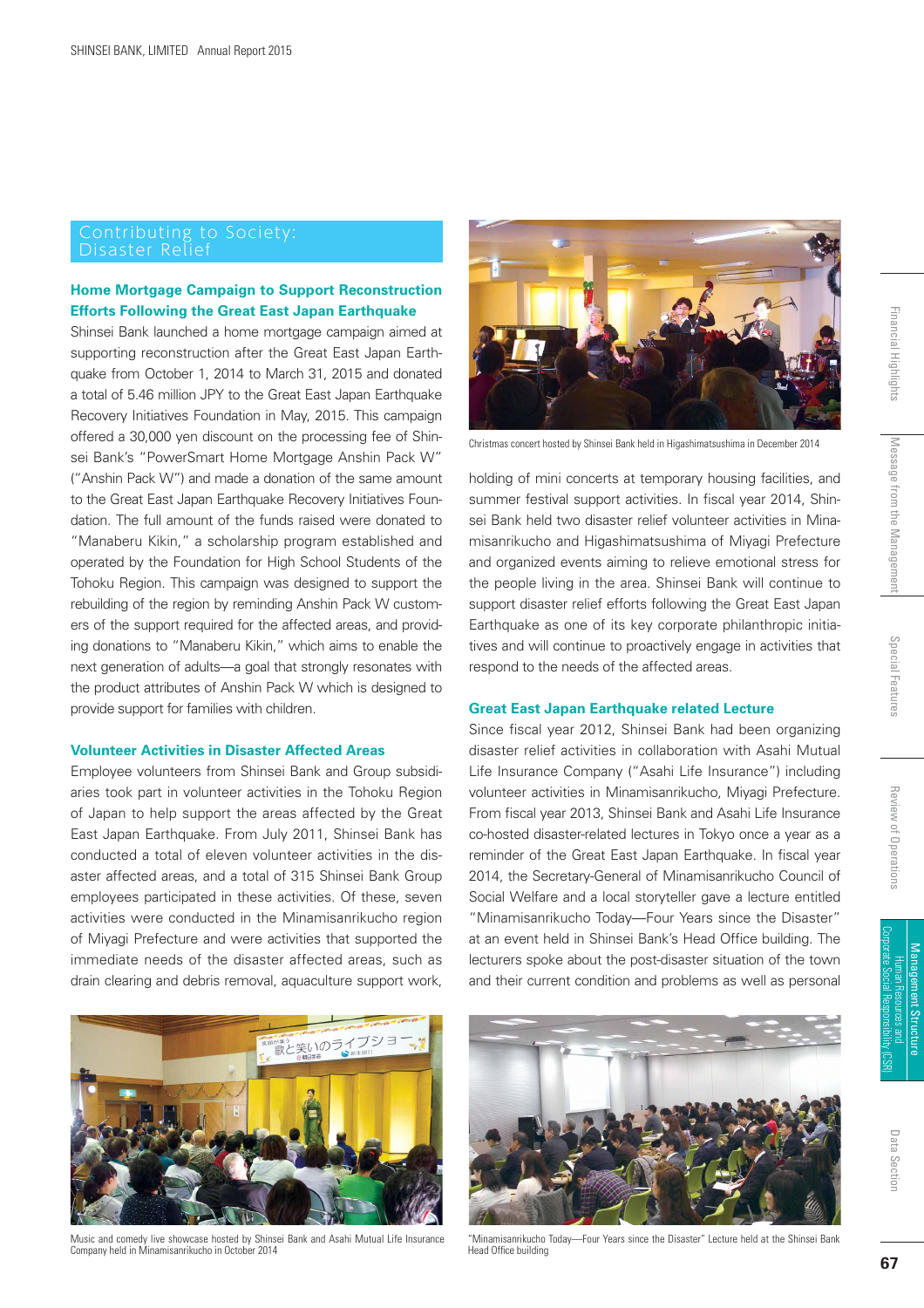## Contributing to Society: Disaster Relief

### Home Mortgage Campaign to Support Reconstruction Efforts Following the Great East Japan Earthquake

Shinsei Bank launched a home mortgage campaign aimed at supporting reconstruction after the Great East Japan Earthquake from October 1, 2014 to March 31, 2015 and donated a total of 5.46 million JPY to the Great East Japan Earthquake Recovery Initiatives Foundation in May, 2015. This campaign offered a 30,000 yen discount on the processing fee of Shinsei Bank's "PowerSmart Home Mortgage Anshin Pack W" ("Anshin Pack W") and made a donation of the same amount to the Great East Japan Earthquake Recovery Initiatives Foundation. The full amount of the funds raised were donated to "Manaberu Kikin," a scholarship program established and operated by the Foundation for High School Students of the Tohoku Region. This campaign was designed to support the rebuilding of the region by reminding Anshin Pack W customers of the support required for the affected areas, and providing donations to "Manaberu Kikin," which aims to enable the next generation of adults—a goal that strongly resonates with the product attributes of Anshin Pack W which is designed to provide support for families with children.

### Volunteer Activities in Disaster Affected Areas

Employee volunteers from Shinsei Bank and Group subsidiaries took part in volunteer activities in the Tohoku Region of Japan to help support the areas affected by the Great East Japan Earthquake. From July 2011, Shinsei Bank has conducted a total of eleven volunteer activities in the disaster affected areas, and a total of 315 Shinsei Bank Group employees participated in these activities. Of these, seven activities were conducted in the Minamisanrikucho region of Miyagi Prefecture and were activities that supported the immediate needs of the disaster affected areas, such as drain clearing and debris removal, aquaculture support work, holding of mini concerts at temporary housing facilities, and summer festival support activities. In fiscal year 2014, Shinsei Bank held two disaster relief volunteer activities in Minamisanrikucho and Higashimatsushima of Miyagi Prefecture and organized events aiming to relieve emotional stress for the people living in the area. Shinsei Bank will continue to support disaster relief efforts following the Great East Japan Earthquake as one of its key corporate philanthropic initiatives and will continue to proactively engage in activities that respond to the needs of the affected areas.

Christmas concert hosted by Shinsei Bank held in Higashimatsushima in December 2014

### Great East Japan Earthquake related Lecture

Since fiscal year 2012, Shinsei Bank had been organizing disaster relief activities in collaboration with Asahi Mutual Life Insurance Company ("Asahi Life Insurance") including volunteer activities in Minamisanrikucho, Miyagi Prefecture. From fiscal year 2013, Shinsei Bank and Asahi Life Insurance co-hosted disaster-related lectures in Tokyo once a year as a reminder of the Great East Japan Earthquake. In fiscal year 2014, the Secretary-General of Minamisanrikucho Council of Social Welfare and a local storyteller gave a lecture entitled "Minamisanrikucho Today—Four Years since the Disaster" at an event held in Shinsei Bank's Head Office building. The lecturers spoke about the post-disaster situation of the town and their current condition and problems as well as personal

Music and comedy live showcase hosted by Shinsei Bank and Asahi Mutual Life Insurance Company held in Minamisanrikucho in October 2014

"Minamisanrikucho Today—Four Years since the Disaster" Lecture held at the Shinsei Bank Head Office building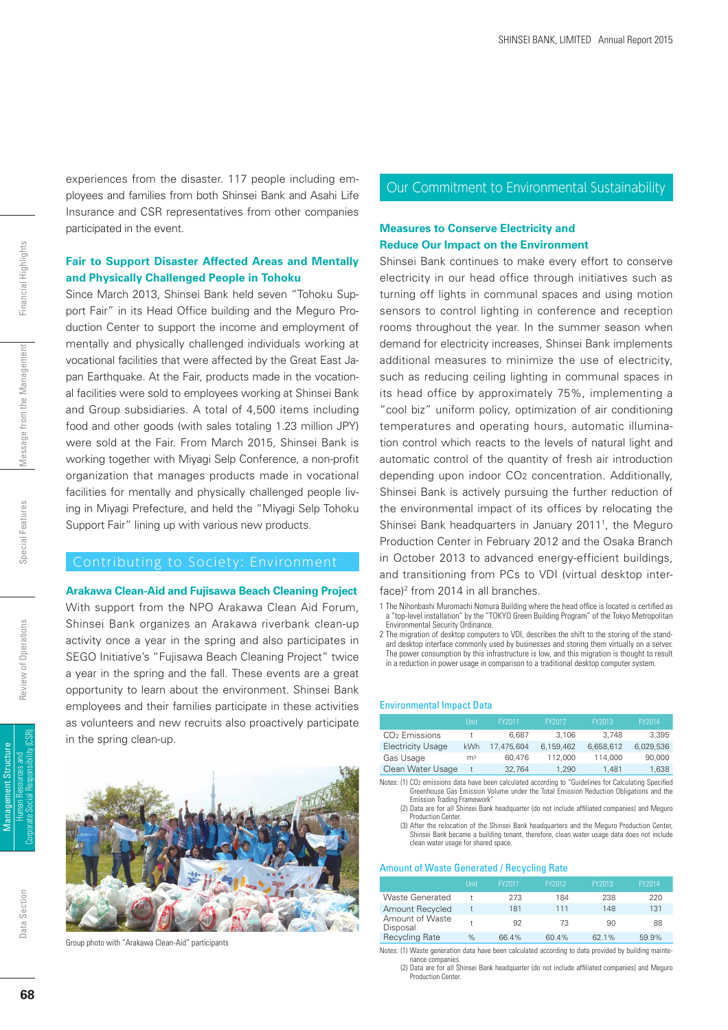experiences from the disaster. 117 people including employees and families from both Shinsei Bank and Asahi Life Insurance and CSR representatives from other companies participated in the event.

### Fair to Support Disaster Affected Areas and Mentally and Physically Challenged People in Tohoku

Since March 2013, Shinsei Bank held seven "Tohoku Support Fair" in its Head Office building and the Meguro Production Center to support the income and employment of mentally and physically challenged individuals working at vocational facilities that were affected by the Great East Japan Earthquake. At the Fair, products made in the vocational facilities were sold to employees working at Shinsei Bank and Group subsidiaries. A total of 4,500 items including food and other goods (with sales totaling 1.23 million JPY) were sold at the Fair. From March 2015, Shinsei Bank is working together with Miyagi Selp Conference, a non-profit organization that manages products made in vocational facilities for mentally and physically challenged people living in Miyagi Prefecture, and held the "Miyagi Selp Tohoku Support Fair" lining up with various new products.

## Contributing to Society: Environment

### Arakawa Clean-Aid and Fujisawa Beach Cleaning Project

With support from the NPO Arakawa Clean Aid Forum, Shinsei Bank organizes an Arakawa riverbank clean-up activity once a year in the spring and also participates in SEGO Initiative's "Fujisawa Beach Cleaning Project" twice a year in the spring and the fall. These events are a great opportunity to learn about the environment. Shinsei Bank employees and their families participate in these activities as volunteers and new recruits also proactively participate in the spring clean-up.

Group photo with "Arakawa Clean-Aid" participants

## Our Commitment to Environmental Sustainability

### Measures to Conserve Electricity and Reduce Our Impact on the Environment

Shinsei Bank continues to make every effort to conserve electricity in our head office through initiatives such as turning off lights in communal spaces and using motion sensors to control lighting in conference and reception rooms throughout the year. In the summer season when demand for electricity increases, Shinsei Bank implements additional measures to minimize the use of electricity, such as reducing ceiling lighting in communal spaces in its head office by approximately 75%, implementing a "cool biz" uniform policy, optimization of air conditioning temperatures and operating hours, automatic illumination control which reacts to the levels of natural light and automatic control of the quantity of fresh air introduction depending upon indoor $CO_2$ concentration. Additionally, Shinsei Bank is actively pursuing the further reduction of the environmental impact of its offices by relocating the Shinsei Bank headquarters in January 2011[1], the Meguro Production Center in February 2012 and the Osaka Branch in October 2013 to advanced energy-efficient buildings, and transitioning from PCs to VDI (virtual desktop interface)[2] from 2014 in all branches.

1 The Nihonbashi Muromachi Nomura Building where the head office is located is certified as a "top-level installation" by the "TOKYO Green Building Program" of the Tokyo Metropolitan Environmental Security Ordinance.
2 The migration of desktop computers to VDI, describes the shift to the storing of the standard desktop interface commonly used by businesses and storing them virtually on a server. The power consumption by this infrastructure is low, and this migration is thought to result in a reduction in power usage in comparison to a traditional desktop computer system.

### Environmental Impact Data

| | Unit | FY2011 | FY2012 | FY2013 | FY2014 |
|---|---|---|---|---|---|
| $CO_2$ Emissions | t | 6,687 | 3,106 | 3,748 | 3,395 |
| Electricity Usage | kWh | 17,475,604 | 6,159,462 | 6,658,612 | 6,029,536 |
| Gas Usage | m³ | 60,476 | 112,000 | 114,000 | 90,000 |
| Clean Water Usage | t | 32,764 | 1,290 | 1,481 | 1,638 |

Notes: (1) $CO_2$ emissions data have been calculated according to "Guidelines for Calculating Specified Greenhouse Gas Emission Volume under the Total Emission Reduction Obligations and the Emission Trading Framework"
(2) Data are for all Shinsei Bank headquarter (do not include affiliated companies) and Meguro Production Center.
(3) After the relocation of the Shinsei Bank headquarters and the Meguro Production Center, Shinsei Bank became a building tenant, therefore, clean water usage data does not include clean water usage for shared space.

### Amount of Waste Generated / Recycling Rate

| | Unit | FY2011 | FY2012 | FY2013 | FY2014 |
|---|---|---|---|---|---|
| Waste Generated | t | 273 | 184 | 238 | 220 |
| Amount Recycled | t | 181 | 111 | 148 | 131 |
| Amount of Waste Disposal | t | 92 | 73 | 90 | 88 |
| Recycling Rate | % | 66.4% | 60.4% | 62.1% | 59.9% |

Notes: (1) Waste generation data have been calculated according to data provided by building maintenance companies.
(2) Data are for all Shinsei Bank headquarter (do not include affiliated companies) and Meguro Production Center.